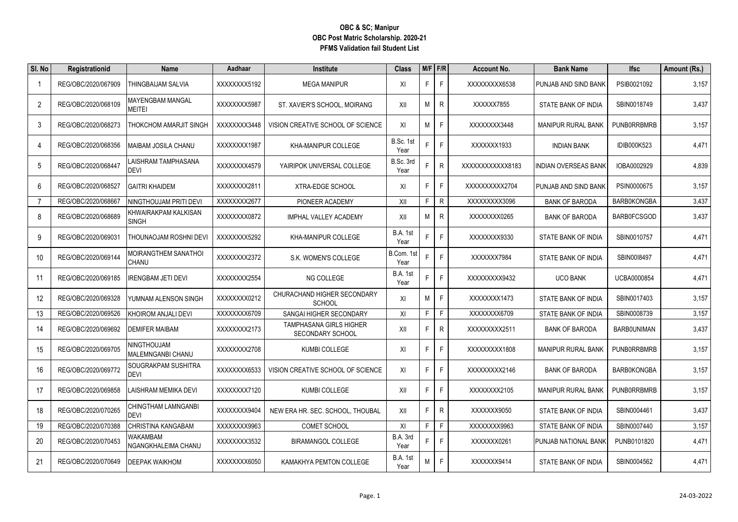# OBC & SC; Manipur
## OBC Post Matric Scholarship. 2020-21
### PFMS Validation fail Student List

| Sl. No | Registrationid | Name | Aadhaar | Institute | Class | M/F | F/R | Account No. | Bank Name | Ifsc | Amount (Rs.) |
|---|---|---|---|---|---|---|---|---|---|---|---|
| 1 | REG/OBC/2020/067909 | THINGBAIJAM SALVIA | XXXXXXXX5192 | MEGA MANIPUR | XI | F | F | XXXXXXXXX6538 | PUNJAB AND SIND BANK | PSIB0021092 | 3,157 |
| 2 | REG/OBC/2020/068109 | MAYENGBAM MANGAL MEITEI | XXXXXXXX5987 | ST. XAVIER'S SCHOOL, MOIRANG | XII | M | R | XXXXXX7855 | STATE BANK OF INDIA | SBIN0018749 | 3,437 |
| 3 | REG/OBC/2020/068273 | THOKCHOM AMARJIT SINGH | XXXXXXXX3448 | VISION CREATIVE SCHOOL OF SCIENCE | XI | M | F | XXXXXXXX3448 | MANIPUR RURAL BANK | PUNB0RRBMRB | 3,157 |
| 4 | REG/OBC/2020/068356 | MAIBAM JOSILA CHANU | XXXXXXXX1987 | KHA-MANIPUR COLLEGE | B.Sc. 1st Year | F | F | XXXXXXX1933 | INDIAN BANK | IDIB000K523 | 4,471 |
| 5 | REG/OBC/2020/068447 | LAISHRAM TAMPHASANA DEVI | XXXXXXXX4579 | YAIRIPOK UNIVERSAL COLLEGE | B.Sc. 3rd Year | F | R | XXXXXXXXXXXX8183 | INDIAN OVERSEAS BANK | IOBA0002929 | 4,839 |
| 6 | REG/OBC/2020/068527 | GAITRI KHAIDEM | XXXXXXXX2811 | XTRA-EDGE SCHOOL | XI | F | F | XXXXXXXXXX2704 | PUNJAB AND SIND BANK | PSIN0000675 | 3,157 |
| 7 | REG/OBC/2020/068667 | NINGTHOUJAM PRITI DEVI | XXXXXXXX2677 | PIONEER ACADEMY | XII | F | R | XXXXXXXXX3096 | BANK OF BARODA | BARB0KONGBA | 3,437 |
| 8 | REG/OBC/2020/068689 | KHWAIRAKPAM KALKISAN SINGH | XXXXXXXX0872 | IMPHAL VALLEY ACADEMY | XII | M | R | XXXXXXXX0265 | BANK OF BARODA | BARB0FCSGOD | 3,437 |
| 9 | REG/OBC/2020/069031 | THOUNAOJAM ROSHNI DEVI | XXXXXXXX5292 | KHA-MANIPUR COLLEGE | B.A. 1st Year | F | F | XXXXXXXX9330 | STATE BANK OF INDIA | SBIN0010757 | 4,471 |
| 10 | REG/OBC/2020/069144 | MOIRANGTHEM SANATHOI CHANU | XXXXXXXX2372 | S.K. WOMEN'S COLLEGE | B.Com. 1st Year | F | F | XXXXXXX7984 | STATE BANK OF INDIA | SBIN00I8497 | 4,471 |
| 11 | REG/OBC/2020/069185 | IRENGBAM JETI DEVI | XXXXXXXX2554 | NG COLLEGE | B.A. 1st Year | F | F | XXXXXXXXX9432 | UCO BANK | UCBA0000854 | 4,471 |
| 12 | REG/OBC/2020/069328 | YUMNAM ALENSON SINGH | XXXXXXXX0212 | CHURACHAND HIGHER SECONDARY SCHOOL | XI | M | F | XXXXXXXX1473 | STATE BANK OF INDIA | SBIN0017403 | 3,157 |
| 13 | REG/OBC/2020/069526 | KHOIROM ANJALI DEVI | XXXXXXXX6709 | SANGAI HIGHER SECONDARY | XI | F | F | XXXXXXXX6709 | STATE BANK OF INDIA | SBIN0008739 | 3,157 |
| 14 | REG/OBC/2020/069692 | DEMIFER MAIBAM | XXXXXXXX2173 | TAMPHASANA GIRLS HIGHER SECONDARY SCHOOL | XII | F | R | XXXXXXXXX2511 | BANK OF BARODA | BARB0UNIMAN | 3,437 |
| 15 | REG/OBC/2020/069705 | NINGTHOUJAM MALEMNGANBI CHANU | XXXXXXXX2708 | KUMBI COLLEGE | XI | F | F | XXXXXXXXX1808 | MANIPUR RURAL BANK | PUNB0RRBMRB | 3,157 |
| 16 | REG/OBC/2020/069772 | SOUGRAKPAM SUSHITRA DEVI | XXXXXXXX6533 | VISION CREATIVE SCHOOL OF SCIENCE | XI | F | F | XXXXXXXXX2146 | BANK OF BARODA | BARB0KONGBA | 3,157 |
| 17 | REG/OBC/2020/069858 | LAISHRAM MEMIKA DEVI | XXXXXXXX7120 | KUMBI COLLEGE | XII | F | F | XXXXXXXX2105 | MANIPUR RURAL BANK | PUNB0RRBMRB | 3,157 |
| 18 | REG/OBC/2020/070265 | CHINGTHAM LAMNGANBI DEVI | XXXXXXXX9404 | NEW ERA HR. SEC. SCHOOL, THOUBAL | XII | F | R | XXXXXXX9050 | STATE BANK OF INDIA | SBIN0004461 | 3,437 |
| 19 | REG/OBC/2020/070388 | CHRISTINA KANGABAM | XXXXXXXX9963 | COMET SCHOOL | XI | F | F | XXXXXXXX9963 | STATE BANK OF INDIA | SBIN0007440 | 3,157 |
| 20 | REG/OBC/2020/070453 | WAKAMBAM NGANGKHALEIMA CHANU | XXXXXXXX3532 | BIRAMANGOL COLLEGE | B.A. 3rd Year | F | F | XXXXXXX0261 | PUNJAB NATIONAL BANK | PUNB0101820 | 4,471 |
| 21 | REG/OBC/2020/070649 | DEEPAK WAIKHOM | XXXXXXXX6050 | KAMAKHYA PEMTON COLLEGE | B.A. 1st Year | M | F | XXXXXXX9414 | STATE BANK OF INDIA | SBIN0004562 | 4,471 |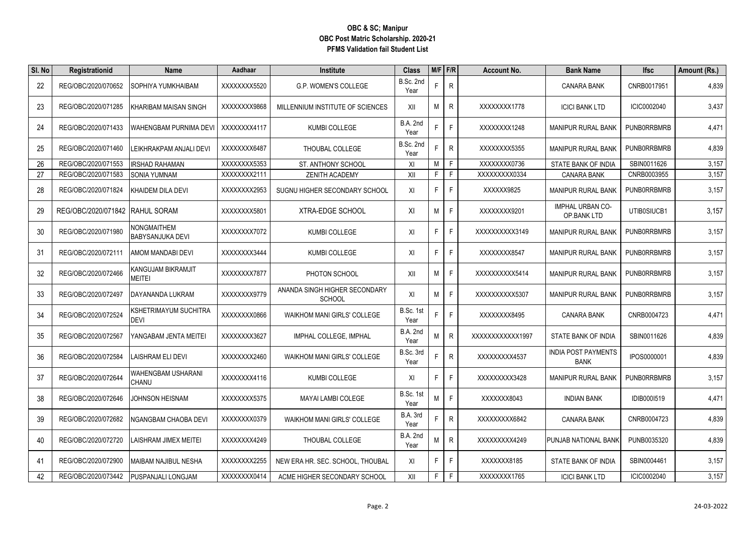**OBC & SC; Manipur**
**OBC Post Matric Scholarship. 2020-21**
**PFMS Validation fail Student List**

| Sl. No | Registrationid | Name | Aadhaar | Institute | Class | M/F | F/R | Account No. | Bank Name | Ifsc | Amount (Rs.) |
|---|---|---|---|---|---|---|---|---|---|---|---|
| 22 | REG/OBC/2020/070652 | SOPHIYA YUMKHAIBAM | XXXXXXXX5520 | G.P. WOMEN'S COLLEGE | B.Sc. 2nd Year | F | R | | CANARA BANK | CNRB0017951 | 4,839 |
| 23 | REG/OBC/2020/071285 | KHARIBAM MAISAN SINGH | XXXXXXXX9868 | MILLENNIUM INSTITUTE OF SCIENCES | XII | M | R | XXXXXXXX1778 | ICICI BANK LTD | ICIC0002040 | 3,437 |
| 24 | REG/OBC/2020/071433 | WAHENGBAM PURNIMA DEVI | XXXXXXXX4117 | KUMBI COLLEGE | B.A. 2nd Year | F | F | XXXXXXXX1248 | MANIPUR RURAL BANK | PUNB0RRBMRB | 4,471 |
| 25 | REG/OBC/2020/071460 | LEIKHRAKPAM ANJALI DEVI | XXXXXXXX6487 | THOUBAL COLLEGE | B.Sc. 2nd Year | F | R | XXXXXXXX5355 | MANIPUR RURAL BANK | PUNB0RRBMRB | 4,839 |
| 26 | REG/OBC/2020/071553 | IRSHAD RAHAMAN | XXXXXXXX5353 | ST. ANTHONY SCHOOL | XI | M | F | XXXXXXXX0736 | STATE BANK OF INDIA | SBIN0011626 | 3,157 |
| 27 | REG/OBC/2020/071583 | SONIA YUMNAM | XXXXXXXX2111 | ZENITH ACADEMY | XII | F | F | XXXXXXXXX0334 | CANARA BANK | CNRB0003955 | 3,157 |
| 28 | REG/OBC/2020/071824 | KHAIDEM DILA DEVI | XXXXXXXX2953 | SUGNU HIGHER SECONDARY SCHOOL | XI | F | F | XXXXXX9825 | MANIPUR RURAL BANK | PUNB0RRBMRB | 3,157 |
| 29 | REG/OBC/2020/071842 | RAHUL SORAM | XXXXXXXX5801 | XTRA-EDGE SCHOOL | XI | M | F | XXXXXXXX9201 | IMPHAL URBAN CO-OP.BANK LTD | UTIB0SIUCB1 | 3,157 |
| 30 | REG/OBC/2020/071980 | NONGMAITHEM BABYSANJUKA DEVI | XXXXXXXX7072 | KUMBI COLLEGE | XI | F | F | XXXXXXXXXX3149 | MANIPUR RURAL BANK | PUNB0RRBMRB | 3,157 |
| 31 | REG/OBC/2020/072111 | AMOM MANDABI DEVI | XXXXXXXX3444 | KUMBI COLLEGE | XI | F | F | XXXXXXXX8547 | MANIPUR RURAL BANK | PUNB0RRBMRB | 3,157 |
| 32 | REG/OBC/2020/072466 | KANGUJAM BIKRAMJIT MEITEI | XXXXXXXX7877 | PHOTON SCHOOL | XII | M | F | XXXXXXXXXX5414 | MANIPUR RURAL BANK | PUNB0RRBMRB | 3,157 |
| 33 | REG/OBC/2020/072497 | DAYANANDA LUKRAM | XXXXXXXX9779 | ANANDA SINGH HIGHER SECONDARY SCHOOL | XI | M | F | XXXXXXXXXX5307 | MANIPUR RURAL BANK | PUNB0RRBMRB | 3,157 |
| 34 | REG/OBC/2020/072524 | KSHETRIMAYUM SUCHITRA DEVI | XXXXXXXX0866 | WAIKHOM MANI GIRLS' COLLEGE | B.Sc. 1st Year | F | F | XXXXXXXX8495 | CANARA BANK | CNRB0004723 | 4,471 |
| 35 | REG/OBC/2020/072567 | YANGABAM JENTA MEITEI | XXXXXXXX3627 | IMPHAL COLLEGE, IMPHAL | B.A. 2nd Year | M | R | XXXXXXXXXXXX1997 | STATE BANK OF INDIA | SBIN0011626 | 4,839 |
| 36 | REG/OBC/2020/072584 | LAISHRAM ELI DEVI | XXXXXXXX2460 | WAIKHOM MANI GIRLS' COLLEGE | B.Sc. 3rd Year | F | R | XXXXXXXXX4537 | INDIA POST PAYMENTS BANK | IPOS0000001 | 4,839 |
| 37 | REG/OBC/2020/072644 | WAHENGBAM USHARANI CHANU | XXXXXXXX4116 | KUMBI COLLEGE | XI | F | F | XXXXXXXXX3428 | MANIPUR RURAL BANK | PUNB0RRBMRB | 3,157 |
| 38 | REG/OBC/2020/072646 | JOHNSON HEISNAM | XXXXXXXX5375 | MAYAI LAMBI COLEGE | B.Sc. 1st Year | M | F | XXXXXXX8043 | INDIAN BANK | IDIB000I519 | 4,471 |
| 39 | REG/OBC/2020/072682 | NGANGBAM CHAOBA DEVI | XXXXXXXX0379 | WAIKHOM MANI GIRLS' COLLEGE | B.A. 3rd Year | F | R | XXXXXXXXX6842 | CANARA BANK | CNRB0004723 | 4,839 |
| 40 | REG/OBC/2020/072720 | LAISHRAM JIMEX MEITEI | XXXXXXXX4249 | THOUBAL COLLEGE | B.A. 2nd Year | M | R | XXXXXXXXX4249 | PUNJAB NATIONAL BANK | PUNB0035320 | 4,839 |
| 41 | REG/OBC/2020/072900 | MAIBAM NAJIBUL NESHA | XXXXXXXX2255 | NEW ERA HR. SEC. SCHOOL, THOUBAL | XI | F | F | XXXXXXX8185 | STATE BANK OF INDIA | SBIN0004461 | 3,157 |
| 42 | REG/OBC/2020/073442 | PUSPANJALI LONGJAM | XXXXXXXX0414 | ACME HIGHER SECONDARY SCHOOL | XII | F | F | XXXXXXXX1765 | ICICI BANK LTD | ICIC0002040 | 3,157 |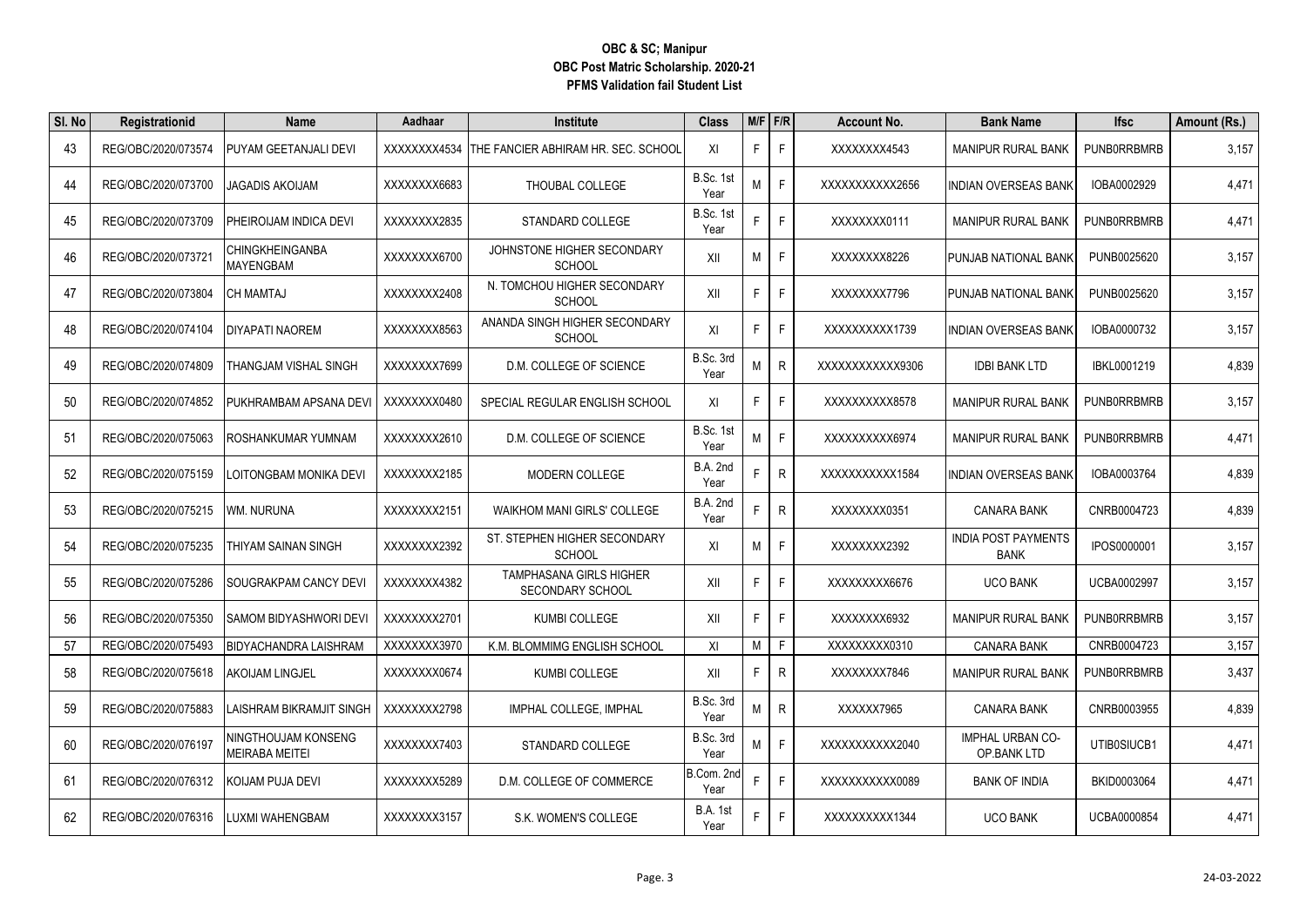# OBC & SC; Manipur
## OBC Post Matric Scholarship. 2020-21
### PFMS Validation fail Student List

| Sl. No | Registrationid | Name | Aadhaar | Institute | Class | M/F | F/R | Account No. | Bank Name | Ifsc | Amount (Rs.) |
|---|---|---|---|---|---|---|---|---|---|---|---|
| 43 | REG/OBC/2020/073574 | PUYAM GEETANJALI DEVI | XXXXXXXX4534 | THE FANCIER ABHIRAM HR. SEC. SCHOOL | XI | F | F | XXXXXXXX4543 | MANIPUR RURAL BANK | PUNB0RRBMRB | 3,157 |
| 44 | REG/OBC/2020/073700 | JAGADIS AKOIJAM | XXXXXXXX6683 | THOUBAL COLLEGE | B.Sc. 1st Year | M | F | XXXXXXXXXXXX2656 | INDIAN OVERSEAS BANK | IOBA0002929 | 4,471 |
| 45 | REG/OBC/2020/073709 | PHEIROIJAM INDICA DEVI | XXXXXXXX2835 | STANDARD COLLEGE | B.Sc. 1st Year | F | F | XXXXXXXX0111 | MANIPUR RURAL BANK | PUNB0RRBMRB | 4,471 |
| 46 | REG/OBC/2020/073721 | CHINGKHEINGANBA MAYENGBAM | XXXXXXXX6700 | JOHNSTONE HIGHER SECONDARY SCHOOL | XII | M | F | XXXXXXXX8226 | PUNJAB NATIONAL BANK | PUNB0025620 | 3,157 |
| 47 | REG/OBC/2020/073804 | CH MAMTAJ | XXXXXXXX2408 | N. TOMCHOU HIGHER SECONDARY SCHOOL | XII | F | F | XXXXXXXX7796 | PUNJAB NATIONAL BANK | PUNB0025620 | 3,157 |
| 48 | REG/OBC/2020/074104 | DIYAPATI NAOREM | XXXXXXXX8563 | ANANDA SINGH HIGHER SECONDARY SCHOOL | XI | F | F | XXXXXXXXXX1739 | INDIAN OVERSEAS BANK | IOBA0000732 | 3,157 |
| 49 | REG/OBC/2020/074809 | THANGJAM VISHAL SINGH | XXXXXXXX7699 | D.M. COLLEGE OF SCIENCE | B.Sc. 3rd Year | M | R | XXXXXXXXXXXXX9306 | IDBI BANK LTD | IBKL0001219 | 4,839 |
| 50 | REG/OBC/2020/074852 | PUKHRAMBAM APSANA DEVI | XXXXXXXX0480 | SPECIAL REGULAR ENGLISH SCHOOL | XI | F | F | XXXXXXXXXX8578 | MANIPUR RURAL BANK | PUNB0RRBMRB | 3,157 |
| 51 | REG/OBC/2020/075063 | ROSHANKUMAR YUMNAM | XXXXXXXX2610 | D.M. COLLEGE OF SCIENCE | B.Sc. 1st Year | M | F | XXXXXXXXXX6974 | MANIPUR RURAL BANK | PUNB0RRBMRB | 4,471 |
| 52 | REG/OBC/2020/075159 | LOITONGBAM MONIKA DEVI | XXXXXXXX2185 | MODERN COLLEGE | B.A. 2nd Year | F | R | XXXXXXXXXXX1584 | INDIAN OVERSEAS BANK | IOBA0003764 | 4,839 |
| 53 | REG/OBC/2020/075215 | WM. NURUNA | XXXXXXXX2151 | WAIKHOM MANI GIRLS' COLLEGE | B.A. 2nd Year | F | R | XXXXXXXX0351 | CANARA BANK | CNRB0004723 | 4,839 |
| 54 | REG/OBC/2020/075235 | THIYAM SAINAN SINGH | XXXXXXXX2392 | ST. STEPHEN HIGHER SECONDARY SCHOOL | XI | M | F | XXXXXXXX2392 | INDIA POST PAYMENTS BANK | IPOS0000001 | 3,157 |
| 55 | REG/OBC/2020/075286 | SOUGRAKPAM CANCY DEVI | XXXXXXXX4382 | TAMPHASANA GIRLS HIGHER SECONDARY SCHOOL | XII | F | F | XXXXXXXXX6676 | UCO BANK | UCBA0002997 | 3,157 |
| 56 | REG/OBC/2020/075350 | SAMOM BIDYASHWORI DEVI | XXXXXXXX2701 | KUMBI COLLEGE | XII | F | F | XXXXXXXX6932 | MANIPUR RURAL BANK | PUNB0RRBMRB | 3,157 |
| 57 | REG/OBC/2020/075493 | BIDYACHANDRA LAISHRAM | XXXXXXXX3970 | K.M. BLOMMIMG ENGLISH SCHOOL | XI | M | F | XXXXXXXXX0310 | CANARA BANK | CNRB0004723 | 3,157 |
| 58 | REG/OBC/2020/075618 | AKOIJAM LINGJEL | XXXXXXXX0674 | KUMBI COLLEGE | XII | F | R | XXXXXXXX7846 | MANIPUR RURAL BANK | PUNB0RRBMRB | 3,437 |
| 59 | REG/OBC/2020/075883 | LAISHRAM BIKRAMJIT SINGH | XXXXXXXX2798 | IMPHAL COLLEGE, IMPHAL | B.Sc. 3rd Year | M | R | XXXXXX7965 | CANARA BANK | CNRB0003955 | 4,839 |
| 60 | REG/OBC/2020/076197 | NINGTHOUJAM KONSENG MEIRABA MEITEI | XXXXXXXX7403 | STANDARD COLLEGE | B.Sc. 3rd Year | M | F | XXXXXXXXXXX2040 | IMPHAL URBAN CO-OP.BANK LTD | UTIB0SIUCB1 | 4,471 |
| 61 | REG/OBC/2020/076312 | KOIJAM PUJA DEVI | XXXXXXXX5289 | D.M. COLLEGE OF COMMERCE | B.Com. 2nd Year | F | F | XXXXXXXXXXX0089 | BANK OF INDIA | BKID0003064 | 4,471 |
| 62 | REG/OBC/2020/076316 | LUXMI WAHENGBAM | XXXXXXXX3157 | S.K. WOMEN'S COLLEGE | B.A. 1st Year | F | F | XXXXXXXXXX1344 | UCO BANK | UCBA0000854 | 4,471 |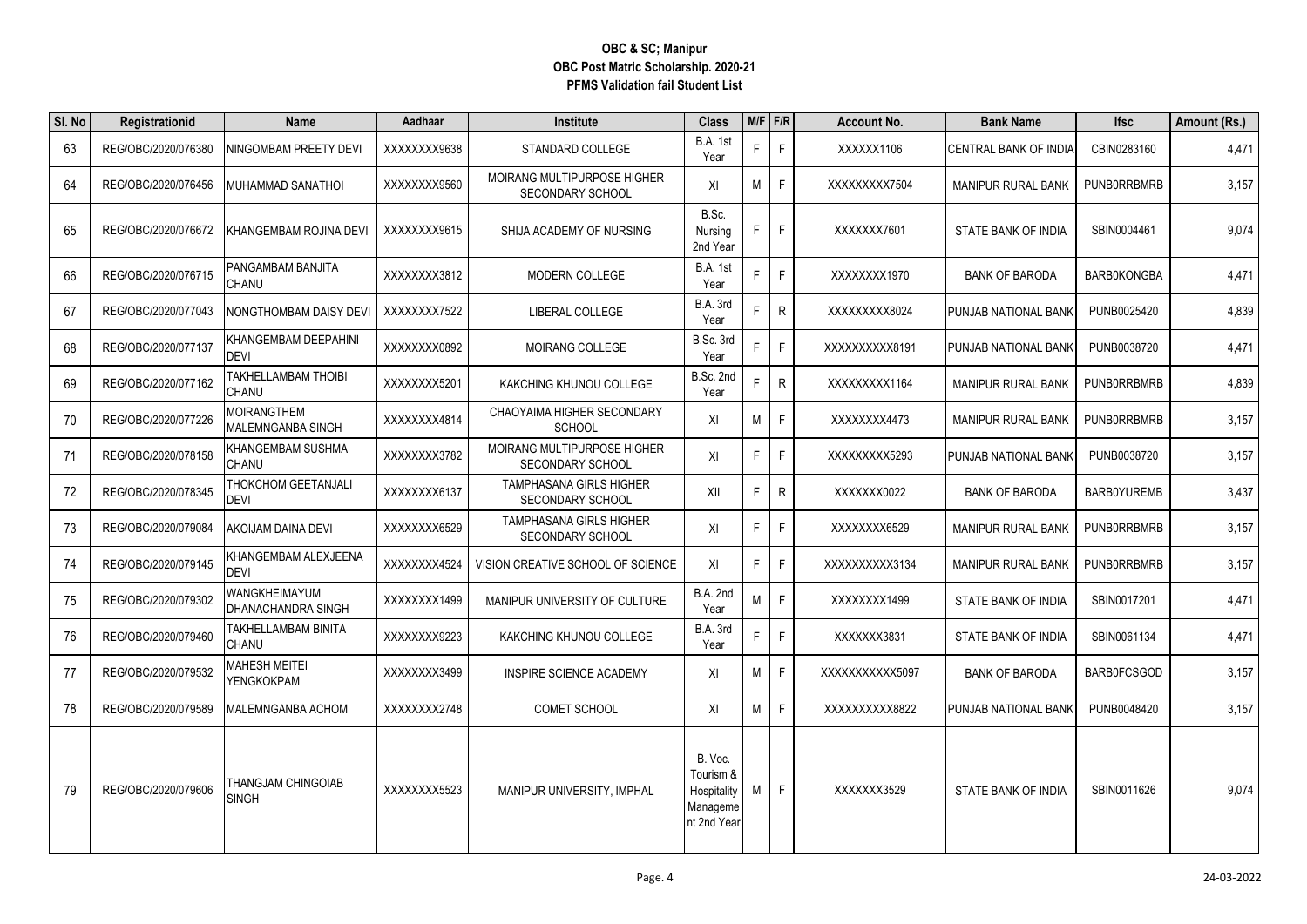**OBC & SC; Manipur**
**OBC Post Matric Scholarship. 2020-21**
**PFMS Validation fail Student List**

| Sl. No | Registrationid | Name | Aadhaar | Institute | Class | M/F | F/R | Account No. | Bank Name | Ifsc | Amount (Rs.) |
|---|---|---|---|---|---|---|---|---|---|---|---|
| 63 | REG/OBC/2020/076380 | NINGOMBAM PREETY DEVI | XXXXXXXX9638 | STANDARD COLLEGE | B.A. 1st Year | F | F | XXXXXX1106 | CENTRAL BANK OF INDIA | CBIN0283160 | 4,471 |
| 64 | REG/OBC/2020/076456 | MUHAMMAD SANATHOI | XXXXXXXX9560 | MOIRANG MULTIPURPOSE HIGHER SECONDARY SCHOOL | XI | M | F | XXXXXXXXX7504 | MANIPUR RURAL BANK | PUNB0RRBMRB | 3,157 |
| 65 | REG/OBC/2020/076672 | KHANGEMBAM ROJINA DEVI | XXXXXXXX9615 | SHIJA ACADEMY OF NURSING | B.Sc. Nursing 2nd Year | F | F | XXXXXXX7601 | STATE BANK OF INDIA | SBIN0004461 | 9,074 |
| 66 | REG/OBC/2020/076715 | PANGAMBAM BANJITA CHANU | XXXXXXXX3812 | MODERN COLLEGE | B.A. 1st Year | F | F | XXXXXXXX1970 | BANK OF BARODA | BARB0KONGBA | 4,471 |
| 67 | REG/OBC/2020/077043 | NONGTHOMBAM DAISY DEVI | XXXXXXXX7522 | LIBERAL COLLEGE | B.A. 3rd Year | F | R | XXXXXXXXX8024 | PUNJAB NATIONAL BANK | PUNB0025420 | 4,839 |
| 68 | REG/OBC/2020/077137 | KHANGEMBAM DEEPAHINI DEVI | XXXXXXXX0892 | MOIRANG COLLEGE | B.Sc. 3rd Year | F | F | XXXXXXXXXX8191 | PUNJAB NATIONAL BANK | PUNB0038720 | 4,471 |
| 69 | REG/OBC/2020/077162 | TAKHELLAMBAM THOIBI CHANU | XXXXXXXX5201 | KAKCHING KHUNOU COLLEGE | B.Sc. 2nd Year | F | R | XXXXXXXXX1164 | MANIPUR RURAL BANK | PUNB0RRBMRB | 4,839 |
| 70 | REG/OBC/2020/077226 | MOIRANGTHEM MALEMNGANBA SINGH | XXXXXXXX4814 | CHAOYAIMA HIGHER SECONDARY SCHOOL | XI | M | F | XXXXXXXX4473 | MANIPUR RURAL BANK | PUNB0RRBMRB | 3,157 |
| 71 | REG/OBC/2020/078158 | KHANGEMBAM SUSHMA CHANU | XXXXXXXX3782 | MOIRANG MULTIPURPOSE HIGHER SECONDARY SCHOOL | XI | F | F | XXXXXXXXX5293 | PUNJAB NATIONAL BANK | PUNB0038720 | 3,157 |
| 72 | REG/OBC/2020/078345 | THOKCHOM GEETANJALI DEVI | XXXXXXXX6137 | TAMPHASANA GIRLS HIGHER SECONDARY SCHOOL | XII | F | R | XXXXXXX0022 | BANK OF BARODA | BARB0YUREMB | 3,437 |
| 73 | REG/OBC/2020/079084 | AKOIJAM DAINA DEVI | XXXXXXXX6529 | TAMPHASANA GIRLS HIGHER SECONDARY SCHOOL | XI | F | F | XXXXXXXX6529 | MANIPUR RURAL BANK | PUNB0RRBMRB | 3,157 |
| 74 | REG/OBC/2020/079145 | KHANGEMBAM ALEXJEENA DEVI | XXXXXXXX4524 | VISION CREATIVE SCHOOL OF SCIENCE | XI | F | F | XXXXXXXXXX3134 | MANIPUR RURAL BANK | PUNB0RRBMRB | 3,157 |
| 75 | REG/OBC/2020/079302 | WANGKHEIMAYUM DHANACHANDRA SINGH | XXXXXXXX1499 | MANIPUR UNIVERSITY OF CULTURE | B.A. 2nd Year | M | F | XXXXXXXX1499 | STATE BANK OF INDIA | SBIN0017201 | 4,471 |
| 76 | REG/OBC/2020/079460 | TAKHELLAMBAM BINITA CHANU | XXXXXXXX9223 | KAKCHING KHUNOU COLLEGE | B.A. 3rd Year | F | F | XXXXXXX3831 | STATE BANK OF INDIA | SBIN0061134 | 4,471 |
| 77 | REG/OBC/2020/079532 | MAHESH MEITEI YENGKOKPAM | XXXXXXXX3499 | INSPIRE SCIENCE ACADEMY | XI | M | F | XXXXXXXXXXX5097 | BANK OF BARODA | BARB0FCSGOD | 3,157 |
| 78 | REG/OBC/2020/079589 | MALEMNGANBA ACHOM | XXXXXXXX2748 | COMET SCHOOL | XI | M | F | XXXXXXXXXX8822 | PUNJAB NATIONAL BANK | PUNB0048420 | 3,157 |
| 79 | REG/OBC/2020/079606 | THANGJAM CHINGOIAB SINGH | XXXXXXXX5523 | MANIPUR UNIVERSITY, IMPHAL | B. Voc. Tourism & Hospitality Management 2nd Year | M | F | XXXXXXX3529 | STATE BANK OF INDIA | SBIN0011626 | 9,074 |

24-03-2022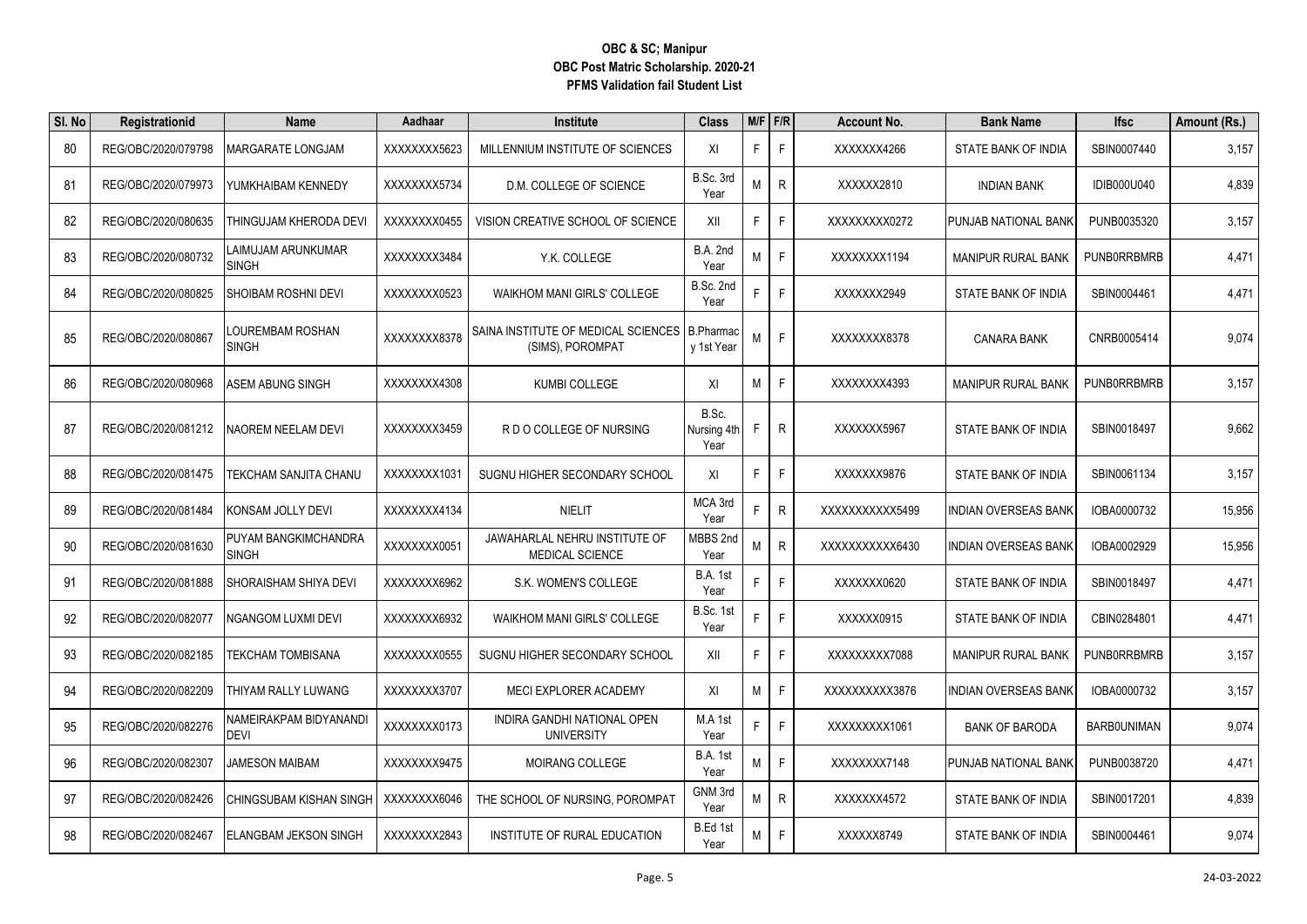**OBC & SC; Manipur**
**OBC Post Matric Scholarship. 2020-21**
**PFMS Validation fail Student List**

| Sl. No | Registrationid | Name | Aadhaar | Institute | Class | M/F | F/R | Account No. | Bank Name | Ifsc | Amount (Rs.) |
|---|---|---|---|---|---|---|---|---|---|---|---|
| 80 | REG/OBC/2020/079798 | MARGARATE LONGJAM | XXXXXXXX5623 | MILLENNIUM INSTITUTE OF SCIENCES | XI | F | F | XXXXXXX4266 | STATE BANK OF INDIA | SBIN0007440 | 3,157 |
| 81 | REG/OBC/2020/079973 | YUMKHAIBAM KENNEDY | XXXXXXXX5734 | D.M. COLLEGE OF SCIENCE | B.Sc. 3rd Year | M | R | XXXXXX2810 | INDIAN BANK | IDIB000U040 | 4,839 |
| 82 | REG/OBC/2020/080635 | THINGUJAM KHERODA DEVI | XXXXXXXX0455 | VISION CREATIVE SCHOOL OF SCIENCE | XII | F | F | XXXXXXXXX0272 | PUNJAB NATIONAL BANK | PUNB0035320 | 3,157 |
| 83 | REG/OBC/2020/080732 | LAIMUJAM ARUNKUMAR SINGH | XXXXXXXX3484 | Y.K. COLLEGE | B.A. 2nd Year | M | F | XXXXXXXX1194 | MANIPUR RURAL BANK | PUNB0RRBMRB | 4,471 |
| 84 | REG/OBC/2020/080825 | SHOIBAM ROSHNI DEVI | XXXXXXXX0523 | WAIKHOM MANI GIRLS' COLLEGE | B.Sc. 2nd Year | F | F | XXXXXXX2949 | STATE BANK OF INDIA | SBIN0004461 | 4,471 |
| 85 | REG/OBC/2020/080867 | LOUREMBAM ROSHAN SINGH | XXXXXXXX8378 | SAINA INSTITUTE OF MEDICAL SCIENCES (SIMS), POROMPAT | B.Pharmacy 1st Year | M | F | XXXXXXXX8378 | CANARA BANK | CNRB0005414 | 9,074 |
| 86 | REG/OBC/2020/080968 | ASEM ABUNG SINGH | XXXXXXXX4308 | KUMBI COLLEGE | XI | M | F | XXXXXXXX4393 | MANIPUR RURAL BANK | PUNB0RRBMRB | 3,157 |
| 87 | REG/OBC/2020/081212 | NAOREM NEELAM DEVI | XXXXXXXX3459 | R D O COLLEGE OF NURSING | B.Sc. Nursing 4th Year | F | R | XXXXXXX5967 | STATE BANK OF INDIA | SBIN0018497 | 9,662 |
| 88 | REG/OBC/2020/081475 | TEKCHAM SANJITA CHANU | XXXXXXXX1031 | SUGNU HIGHER SECONDARY SCHOOL | XI | F | F | XXXXXXX9876 | STATE BANK OF INDIA | SBIN0061134 | 3,157 |
| 89 | REG/OBC/2020/081484 | KONSAM JOLLY DEVI | XXXXXXXX4134 | NIELIT | MCA 3rd Year | F | R | XXXXXXXXXXX5499 | INDIAN OVERSEAS BANK | IOBA0000732 | 15,956 |
| 90 | REG/OBC/2020/081630 | PUYAM BANGKIMCHANDRA SINGH | XXXXXXXX0051 | JAWAHARLAL NEHRU INSTITUTE OF MEDICAL SCIENCE | MBBS 2nd Year | M | R | XXXXXXXXXXX6430 | INDIAN OVERSEAS BANK | IOBA0002929 | 15,956 |
| 91 | REG/OBC/2020/081888 | SHORAISHAM SHIYA DEVI | XXXXXXXX6962 | S.K. WOMEN'S COLLEGE | B.A. 1st Year | F | F | XXXXXXX0620 | STATE BANK OF INDIA | SBIN0018497 | 4,471 |
| 92 | REG/OBC/2020/082077 | NGANGOM LUXMI DEVI | XXXXXXXX6932 | WAIKHOM MANI GIRLS' COLLEGE | B.Sc. 1st Year | F | F | XXXXXX0915 | STATE BANK OF INDIA | CBIN0284801 | 4,471 |
| 93 | REG/OBC/2020/082185 | TEKCHAM TOMBISANA | XXXXXXXX0555 | SUGNU HIGHER SECONDARY SCHOOL | XII | F | F | XXXXXXXXX7088 | MANIPUR RURAL BANK | PUNB0RRBMRB | 3,157 |
| 94 | REG/OBC/2020/082209 | THIYAM RALLY LUWANG | XXXXXXXX3707 | MECI EXPLORER ACADEMY | XI | M | F | XXXXXXXXXX3876 | INDIAN OVERSEAS BANK | IOBA0000732 | 3,157 |
| 95 | REG/OBC/2020/082276 | NAMEIRAKPAM BIDYANANDI DEVI | XXXXXXXX0173 | INDIRA GANDHI NATIONAL OPEN UNIVERSITY | M.A 1st Year | F | F | XXXXXXXXX1061 | BANK OF BARODA | BARB0UNIMAN | 9,074 |
| 96 | REG/OBC/2020/082307 | JAMESON MAIBAM | XXXXXXXX9475 | MOIRANG COLLEGE | B.A. 1st Year | M | F | XXXXXXXX7148 | PUNJAB NATIONAL BANK | PUNB0038720 | 4,471 |
| 97 | REG/OBC/2020/082426 | CHINGSUBAM KISHAN SINGH | XXXXXXXX6046 | THE SCHOOL OF NURSING, POROMPAT | GNM 3rd Year | M | R | XXXXXXX4572 | STATE BANK OF INDIA | SBIN0017201 | 4,839 |
| 98 | REG/OBC/2020/082467 | ELANGBAM JEKSON SINGH | XXXXXXXX2843 | INSTITUTE OF RURAL EDUCATION | B.Ed 1st Year | M | F | XXXXXX8749 | STATE BANK OF INDIA | SBIN0004461 | 9,074 |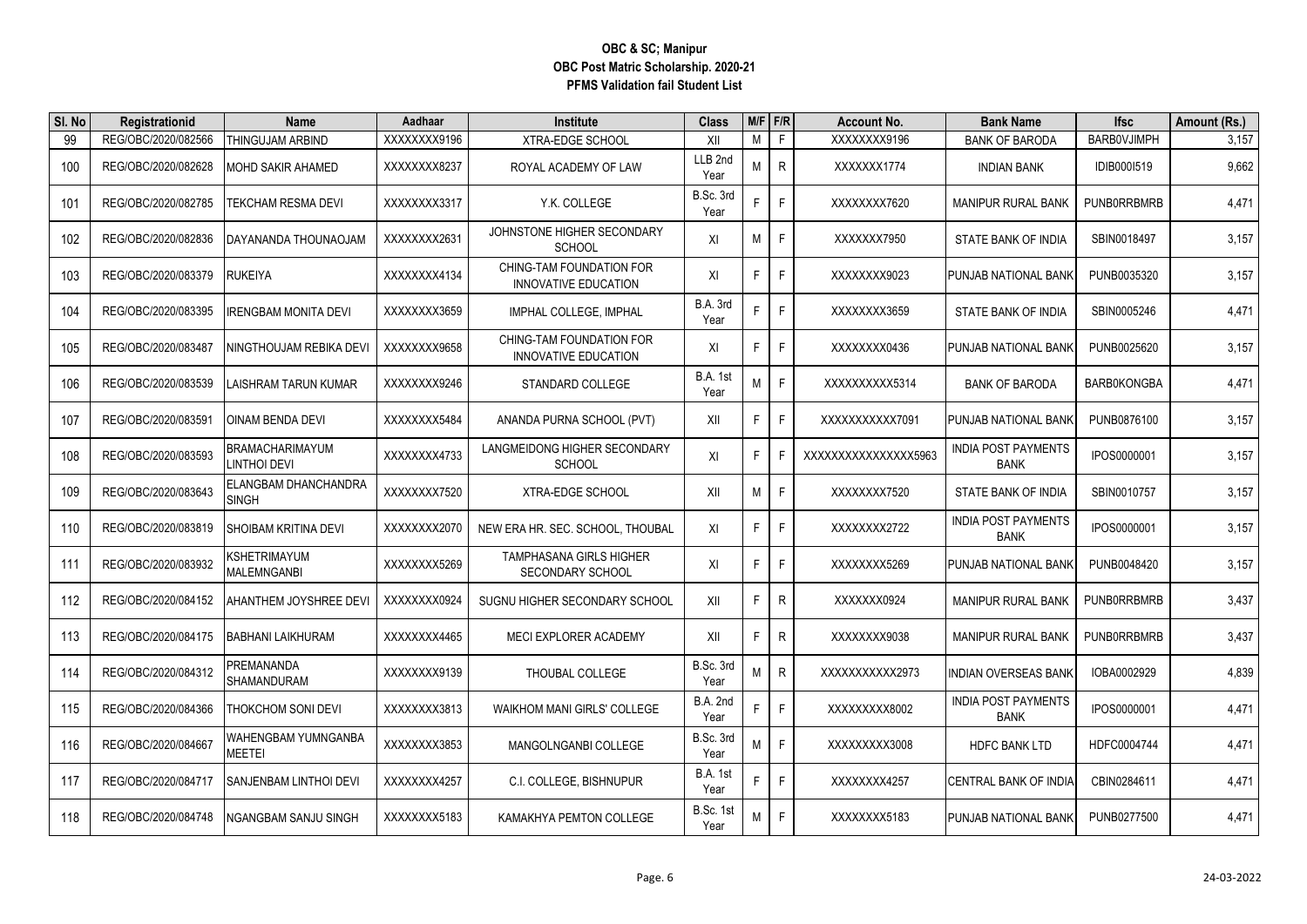# OBC & SC; Manipur
## OBC Post Matric Scholarship. 2020-21
### PFMS Validation fail Student List

| Sl. No | Registrationid | Name | Aadhaar | Institute | Class | M/F | F/R | Account No. | Bank Name | Ifsc | Amount (Rs.) |
|---|---|---|---|---|---|---|---|---|---|---|---|
| 99 | REG/OBC/2020/082566 | THINGUJAM ARBIND | XXXXXXXX9196 | XTRA-EDGE SCHOOL | XII | M | F | XXXXXXXX9196 | BANK OF BARODA | BARB0VJIMPH | 3,157 |
| 100 | REG/OBC/2020/082628 | MOHD SAKIR AHAMED | XXXXXXXX8237 | ROYAL ACADEMY OF LAW | LLB 2nd Year | M | R | XXXXXXX1774 | INDIAN BANK | IDIB000I519 | 9,662 |
| 101 | REG/OBC/2020/082785 | TEKCHAM RESMA DEVI | XXXXXXXX3317 | Y.K. COLLEGE | B.Sc. 3rd Year | F | F | XXXXXXXX7620 | MANIPUR RURAL BANK | PUNB0RRBMRB | 4,471 |
| 102 | REG/OBC/2020/082836 | DAYANANDA THOUNAOJAM | XXXXXXXX2631 | JOHNSTONE HIGHER SECONDARY SCHOOL | XI | M | F | XXXXXXX7950 | STATE BANK OF INDIA | SBIN0018497 | 3,157 |
| 103 | REG/OBC/2020/083379 | RUKEIYA | XXXXXXXX4134 | CHING-TAM FOUNDATION FOR INNOVATIVE EDUCATION | XI | F | F | XXXXXXXX9023 | PUNJAB NATIONAL BANK | PUNB0035320 | 3,157 |
| 104 | REG/OBC/2020/083395 | IRENGBAM MONITA DEVI | XXXXXXXX3659 | IMPHAL COLLEGE, IMPHAL | B.A. 3rd Year | F | F | XXXXXXXX3659 | STATE BANK OF INDIA | SBIN0005246 | 4,471 |
| 105 | REG/OBC/2020/083487 | NINGTHOUJAM REBIKA DEVI | XXXXXXXX9658 | CHING-TAM FOUNDATION FOR INNOVATIVE EDUCATION | XI | F | F | XXXXXXXX0436 | PUNJAB NATIONAL BANK | PUNB0025620 | 3,157 |
| 106 | REG/OBC/2020/083539 | LAISHRAM TARUN KUMAR | XXXXXXXX9246 | STANDARD COLLEGE | B.A. 1st Year | M | F | XXXXXXXXXX5314 | BANK OF BARODA | BARB0KONGBA | 4,471 |
| 107 | REG/OBC/2020/083591 | OINAM BENDA DEVI | XXXXXXXX5484 | ANANDA PURNA SCHOOL (PVT) | XII | F | F | XXXXXXXXXXX7091 | PUNJAB NATIONAL BANK | PUNB0876100 | 3,157 |
| 108 | REG/OBC/2020/083593 | BRAMACHARIMAYUM LINTHOI DEVI | XXXXXXXX4733 | LANGMEIDONG HIGHER SECONDARY SCHOOL | XI | F | F | XXXXXXXXXXXXXXXX5963 | INDIA POST PAYMENTS BANK | IPOS0000001 | 3,157 |
| 109 | REG/OBC/2020/083643 | ELANGBAM DHANCHANDRA SINGH | XXXXXXXX7520 | XTRA-EDGE SCHOOL | XII | M | F | XXXXXXXX7520 | STATE BANK OF INDIA | SBIN0010757 | 3,157 |
| 110 | REG/OBC/2020/083819 | SHOIBAM KRITINA DEVI | XXXXXXXX2070 | NEW ERA HR. SEC. SCHOOL, THOUBAL | XI | F | F | XXXXXXXX2722 | INDIA POST PAYMENTS BANK | IPOS0000001 | 3,157 |
| 111 | REG/OBC/2020/083932 | KSHETRIMAYUM MALEMNGANBI | XXXXXXXX5269 | TAMPHASANA GIRLS HIGHER SECONDARY SCHOOL | XI | F | F | XXXXXXXX5269 | PUNJAB NATIONAL BANK | PUNB0048420 | 3,157 |
| 112 | REG/OBC/2020/084152 | AHANTHEM JOYSHREE DEVI | XXXXXXXX0924 | SUGNU HIGHER SECONDARY SCHOOL | XII | F | R | XXXXXXX0924 | MANIPUR RURAL BANK | PUNB0RRBMRB | 3,437 |
| 113 | REG/OBC/2020/084175 | BABHANI LAIKHURAM | XXXXXXXX4465 | MECI EXPLORER ACADEMY | XII | F | R | XXXXXXXX9038 | MANIPUR RURAL BANK | PUNB0RRBMRB | 3,437 |
| 114 | REG/OBC/2020/084312 | PREMANANDA SHAMANDURAM | XXXXXXXX9139 | THOUBAL COLLEGE | B.Sc. 3rd Year | M | R | XXXXXXXXXX2973 | INDIAN OVERSEAS BANK | IOBA0002929 | 4,839 |
| 115 | REG/OBC/2020/084366 | THOKCHOM SONI DEVI | XXXXXXXX3813 | WAIKHOM MANI GIRLS' COLLEGE | B.A. 2nd Year | F | F | XXXXXXXXX8002 | INDIA POST PAYMENTS BANK | IPOS0000001 | 4,471 |
| 116 | REG/OBC/2020/084667 | WAHENGBAM YUMNGANBA MEETEI | XXXXXXXX3853 | MANGOLNGANBI COLLEGE | B.Sc. 3rd Year | M | F | XXXXXXXXX3008 | HDFC BANK LTD | HDFC0004744 | 4,471 |
| 117 | REG/OBC/2020/084717 | SANJENBAM LINTHOI DEVI | XXXXXXXX4257 | C.I. COLLEGE, BISHNUPUR | B.A. 1st Year | F | F | XXXXXXXX4257 | CENTRAL BANK OF INDIA | CBIN0284611 | 4,471 |
| 118 | REG/OBC/2020/084748 | NGANGBAM SANJU SINGH | XXXXXXXX5183 | KAMAKHYA PEMTON COLLEGE | B.Sc. 1st Year | M | F | XXXXXXXX5183 | PUNJAB NATIONAL BANK | PUNB0277500 | 4,471 |

24-03-2022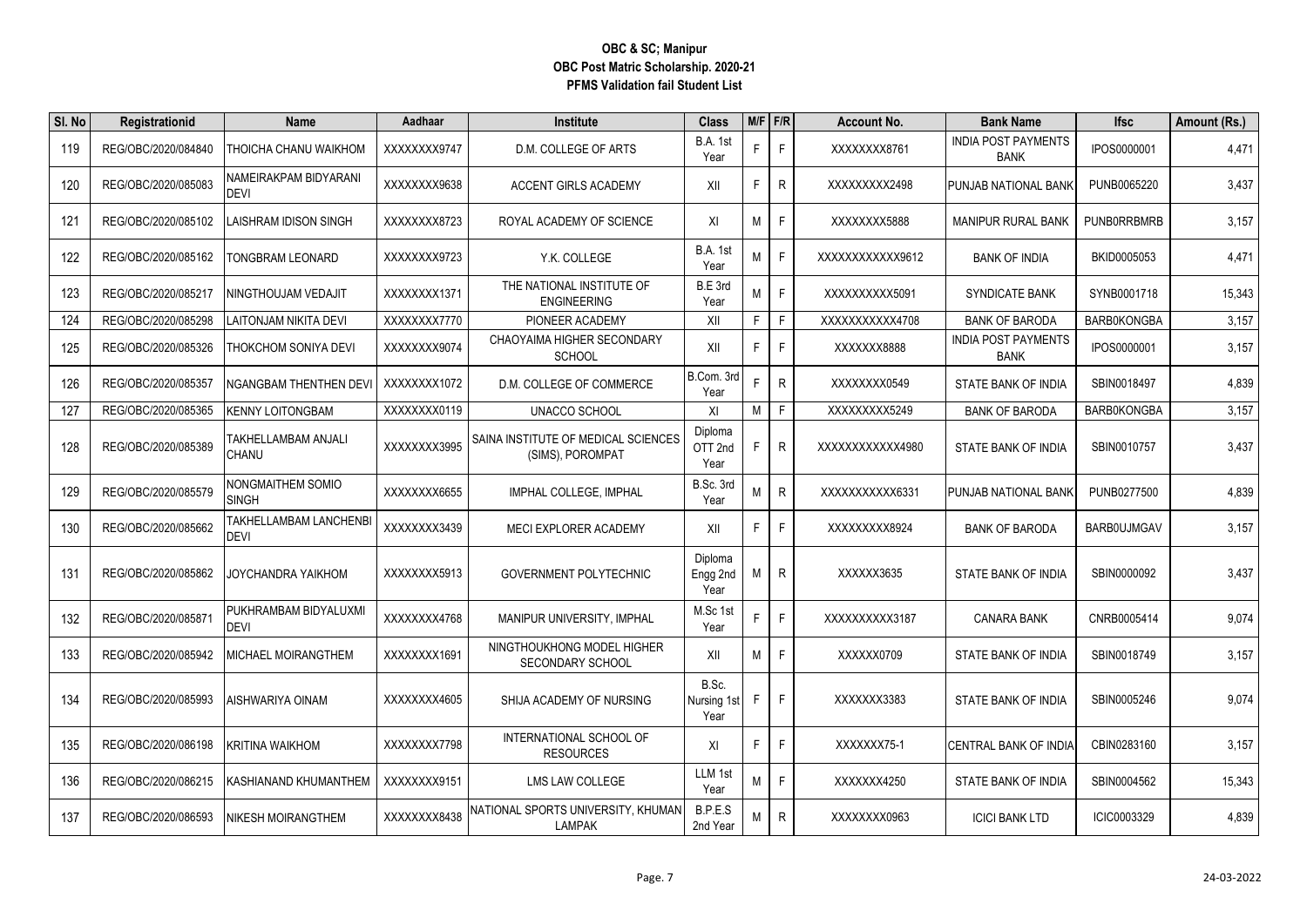**OBC & SC; Manipur**
**OBC Post Matric Scholarship. 2020-21**
**PFMS Validation fail Student List**

| Sl. No | Registrationid | Name | Aadhaar | Institute | Class | M/F | F/R | Account No. | Bank Name | Ifsc | Amount (Rs.) |
|---|---|---|---|---|---|---|---|---|---|---|---|
| 119 | REG/OBC/2020/084840 | THOICHA CHANU WAIKHOM | XXXXXXXX9747 | D.M. COLLEGE OF ARTS | B.A. 1st Year | F | F | XXXXXXXX8761 | INDIA POST PAYMENTS BANK | IPOS0000001 | 4,471 |
| 120 | REG/OBC/2020/085083 | NAMEIRAKPAM BIDYARANI DEVI | XXXXXXXX9638 | ACCENT GIRLS ACADEMY | XII | F | R | XXXXXXXXX2498 | PUNJAB NATIONAL BANK | PUNB0065220 | 3,437 |
| 121 | REG/OBC/2020/085102 | LAISHRAM IDISON SINGH | XXXXXXXX8723 | ROYAL ACADEMY OF SCIENCE | XI | M | F | XXXXXXXX5888 | MANIPUR RURAL BANK | PUNB0RRBMRB | 3,157 |
| 122 | REG/OBC/2020/085162 | TONGBRAM LEONARD | XXXXXXXX9723 | Y.K. COLLEGE | B.A. 1st Year | M | F | XXXXXXXXXXXX9612 | BANK OF INDIA | BKID0005053 | 4,471 |
| 123 | REG/OBC/2020/085217 | NINGTHOUJAM VEDAJIT | XXXXXXXX1371 | THE NATIONAL INSTITUTE OF ENGINEERING | B.E 3rd Year | M | F | XXXXXXXXXX5091 | SYNDICATE BANK | SYNB0001718 | 15,343 |
| 124 | REG/OBC/2020/085298 | LAITONJAM NIKITA DEVI | XXXXXXXX7770 | PIONEER ACADEMY | XII | F | F | XXXXXXXXXXX4708 | BANK OF BARODA | BARB0KONGBA | 3,157 |
| 125 | REG/OBC/2020/085326 | THOKCHOM SONIYA DEVI | XXXXXXXX9074 | CHAOYAIMA HIGHER SECONDARY SCHOOL | XII | F | F | XXXXXXX8888 | INDIA POST PAYMENTS BANK | IPOS0000001 | 3,157 |
| 126 | REG/OBC/2020/085357 | NGANGBAM THENTHEN DEVI | XXXXXXXX1072 | D.M. COLLEGE OF COMMERCE | B.Com. 3rd Year | F | R | XXXXXXXX0549 | STATE BANK OF INDIA | SBIN0018497 | 4,839 |
| 127 | REG/OBC/2020/085365 | KENNY LOITONGBAM | XXXXXXXX0119 | UNACCO SCHOOL | XI | M | F | XXXXXXXXX5249 | BANK OF BARODA | BARB0KONGBA | 3,157 |
| 128 | REG/OBC/2020/085389 | TAKHELLAMBAM ANJALI CHANU | XXXXXXXX3995 | SAINA INSTITUTE OF MEDICAL SCIENCES (SIMS), POROMPAT | Diploma OTT 2nd Year | F | R | XXXXXXXXXXXX4980 | STATE BANK OF INDIA | SBIN0010757 | 3,437 |
| 129 | REG/OBC/2020/085579 | NONGMAITHEM SOMIO SINGH | XXXXXXXX6655 | IMPHAL COLLEGE, IMPHAL | B.Sc. 3rd Year | M | R | XXXXXXXXXXX6331 | PUNJAB NATIONAL BANK | PUNB0277500 | 4,839 |
| 130 | REG/OBC/2020/085662 | TAKHELLAMBAM LANCHENBI DEVI | XXXXXXXX3439 | MECI EXPLORER ACADEMY | XII | F | F | XXXXXXXXX8924 | BANK OF BARODA | BARB0UJMGAV | 3,157 |
| 131 | REG/OBC/2020/085862 | JOYCHANDRA YAIKHOM | XXXXXXXX5913 | GOVERNMENT POLYTECHNIC | Diploma Engg 2nd Year | M | R | XXXXXX3635 | STATE BANK OF INDIA | SBIN0000092 | 3,437 |
| 132 | REG/OBC/2020/085871 | PUKHRAMBAM BIDYALUXMI DEVI | XXXXXXXX4768 | MANIPUR UNIVERSITY, IMPHAL | M.Sc 1st Year | F | F | XXXXXXXXXX3187 | CANARA BANK | CNRB0005414 | 9,074 |
| 133 | REG/OBC/2020/085942 | MICHAEL MOIRANGTHEM | XXXXXXXX1691 | NINGTHOUKHONG MODEL HIGHER SECONDARY SCHOOL | XII | M | F | XXXXXX0709 | STATE BANK OF INDIA | SBIN0018749 | 3,157 |
| 134 | REG/OBC/2020/085993 | AISHWARIYA OINAM | XXXXXXXX4605 | SHIJA ACADEMY OF NURSING | B.Sc. Nursing 1st Year | F | F | XXXXXXX3383 | STATE BANK OF INDIA | SBIN0005246 | 9,074 |
| 135 | REG/OBC/2020/086198 | KRITINA WAIKHOM | XXXXXXXX7798 | INTERNATIONAL SCHOOL OF RESOURCES | XI | F | F | XXXXXXX75-1 | CENTRAL BANK OF INDIA | CBIN0283160 | 3,157 |
| 136 | REG/OBC/2020/086215 | KASHIANAND KHUMANTHEM | XXXXXXXX9151 | LMS LAW COLLEGE | LLM 1st Year | M | F | XXXXXXX4250 | STATE BANK OF INDIA | SBIN0004562 | 15,343 |
| 137 | REG/OBC/2020/086593 | NIKESH MOIRANGTHEM | XXXXXXXX8438 | NATIONAL SPORTS UNIVERSITY, KHUMAN LAMPAK | B.P.E.S 2nd Year | M | R | XXXXXXXX0963 | ICICI BANK LTD | ICIC0003329 | 4,839 |

24-03-2022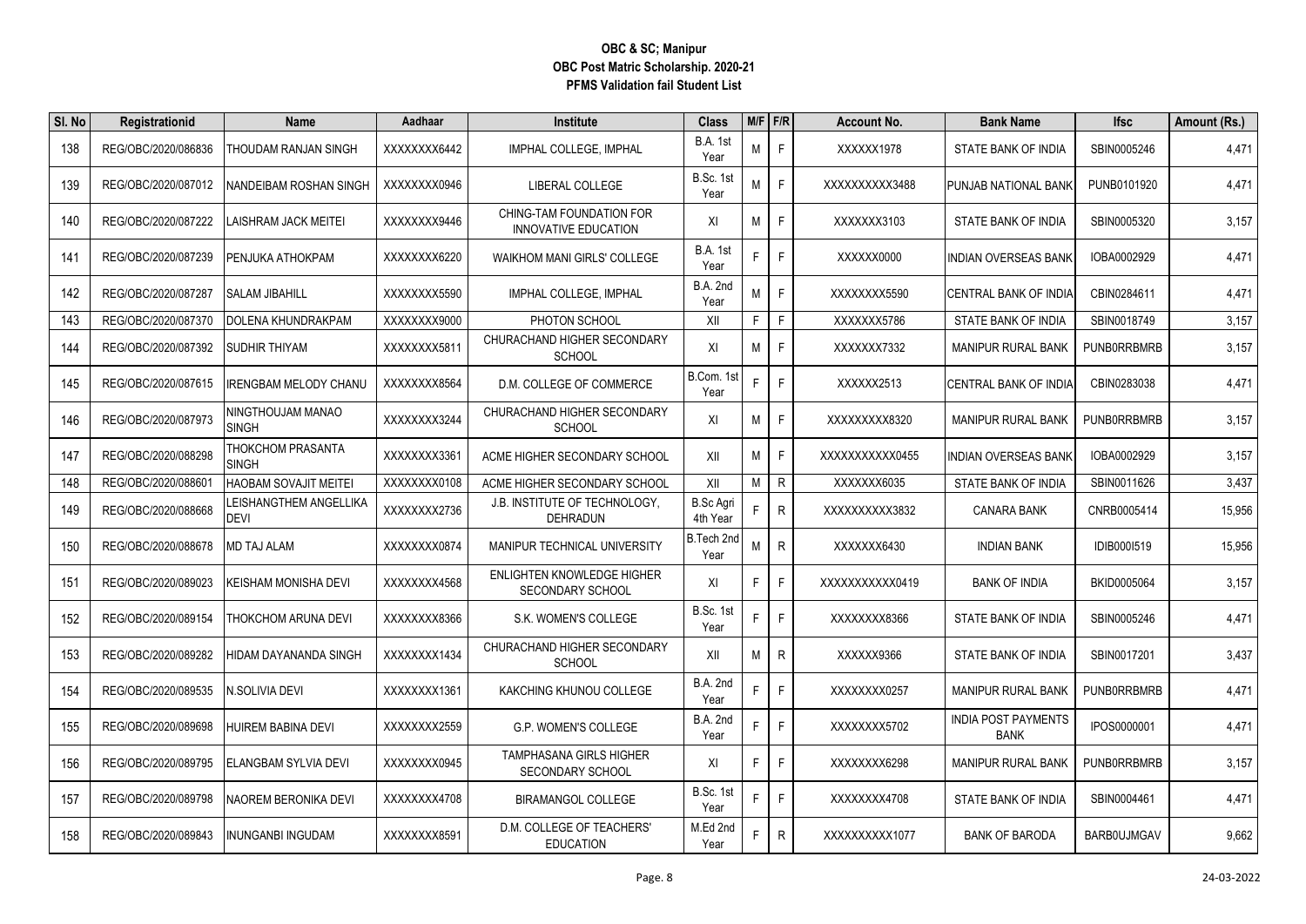# OBC & SC; Manipur
## OBC Post Matric Scholarship. 2020-21
### PFMS Validation fail Student List

| Sl. No | Registrationid | Name | Aadhaar | Institute | Class | M/F | F/R | Account No. | Bank Name | Ifsc | Amount (Rs.) |
|---|---|---|---|---|---|---|---|---|---|---|---|
| 138 | REG/OBC/2020/086836 | THOUDAM RANJAN SINGH | XXXXXXXX6442 | IMPHAL COLLEGE, IMPHAL | B.A. 1st Year | M | F | XXXXXX1978 | STATE BANK OF INDIA | SBIN0005246 | 4,471 |
| 139 | REG/OBC/2020/087012 | NANDEIBAM ROSHAN SINGH | XXXXXXXX0946 | LIBERAL COLLEGE | B.Sc. 1st Year | M | F | XXXXXXXXXX3488 | PUNJAB NATIONAL BANK | PUNB0101920 | 4,471 |
| 140 | REG/OBC/2020/087222 | LAISHRAM JACK MEITEI | XXXXXXXX9446 | CHING-TAM FOUNDATION FOR INNOVATIVE EDUCATION | XI | M | F | XXXXXXX3103 | STATE BANK OF INDIA | SBIN0005320 | 3,157 |
| 141 | REG/OBC/2020/087239 | PENJUKA ATHOKPAM | XXXXXXXX6220 | WAIKHOM MANI GIRLS' COLLEGE | B.A. 1st Year | F | F | XXXXXX0000 | INDIAN OVERSEAS BANK | IOBA0002929 | 4,471 |
| 142 | REG/OBC/2020/087287 | SALAM JIBAHILL | XXXXXXXX5590 | IMPHAL COLLEGE, IMPHAL | B.A. 2nd Year | M | F | XXXXXXXX5590 | CENTRAL BANK OF INDIA | CBIN0284611 | 4,471 |
| 143 | REG/OBC/2020/087370 | DOLENA KHUNDRAKPAM | XXXXXXXX9000 | PHOTON SCHOOL | XII | F | F | XXXXXXX5786 | STATE BANK OF INDIA | SBIN0018749 | 3,157 |
| 144 | REG/OBC/2020/087392 | SUDHIR THIYAM | XXXXXXXX5811 | CHURACHAND HIGHER SECONDARY SCHOOL | XI | M | F | XXXXXXX7332 | MANIPUR RURAL BANK | PUNB0RRBMRB | 3,157 |
| 145 | REG/OBC/2020/087615 | IRENGBAM MELODY CHANU | XXXXXXXX8564 | D.M. COLLEGE OF COMMERCE | B.Com. 1st Year | F | F | XXXXXX2513 | CENTRAL BANK OF INDIA | CBIN0283038 | 4,471 |
| 146 | REG/OBC/2020/087973 | NINGTHOUJAM MANAO SINGH | XXXXXXXX3244 | CHURACHAND HIGHER SECONDARY SCHOOL | XI | M | F | XXXXXXXXX8320 | MANIPUR RURAL BANK | PUNB0RRBMRB | 3,157 |
| 147 | REG/OBC/2020/088298 | THOKCHOM PRASANTA SINGH | XXXXXXXX3361 | ACME HIGHER SECONDARY SCHOOL | XII | M | F | XXXXXXXXXXX0455 | INDIAN OVERSEAS BANK | IOBA0002929 | 3,157 |
| 148 | REG/OBC/2020/088601 | HAOBAM SOVAJIT MEITEI | XXXXXXXX0108 | ACME HIGHER SECONDARY SCHOOL | XII | M | R | XXXXXXX6035 | STATE BANK OF INDIA | SBIN0011626 | 3,437 |
| 149 | REG/OBC/2020/088668 | LEISHANGTHEM ANGELLIKA DEVI | XXXXXXXX2736 | J.B. INSTITUTE OF TECHNOLOGY, DEHRADUN | B.Sc Agri 4th Year | F | R | XXXXXXXXXX3832 | CANARA BANK | CNRB0005414 | 15,956 |
| 150 | REG/OBC/2020/088678 | MD TAJ ALAM | XXXXXXXX0874 | MANIPUR TECHNICAL UNIVERSITY | B.Tech 2nd Year | M | R | XXXXXXX6430 | INDIAN BANK | IDIB000I519 | 15,956 |
| 151 | REG/OBC/2020/089023 | KEISHAM MONISHA DEVI | XXXXXXXX4568 | ENLIGHTEN KNOWLEDGE HIGHER SECONDARY SCHOOL | XI | F | F | XXXXXXXXXXX0419 | BANK OF INDIA | BKID0005064 | 3,157 |
| 152 | REG/OBC/2020/089154 | THOKCHOM ARUNA DEVI | XXXXXXXX8366 | S.K. WOMEN'S COLLEGE | B.Sc. 1st Year | F | F | XXXXXXXX8366 | STATE BANK OF INDIA | SBIN0005246 | 4,471 |
| 153 | REG/OBC/2020/089282 | HIDAM DAYANANDA SINGH | XXXXXXXX1434 | CHURACHAND HIGHER SECONDARY SCHOOL | XII | M | R | XXXXXX9366 | STATE BANK OF INDIA | SBIN0017201 | 3,437 |
| 154 | REG/OBC/2020/089535 | N.SOLIVIA DEVI | XXXXXXXX1361 | KAKCHING KHUNOU COLLEGE | B.A. 2nd Year | F | F | XXXXXXXX0257 | MANIPUR RURAL BANK | PUNB0RRBMRB | 4,471 |
| 155 | REG/OBC/2020/089698 | HUIREM BABINA DEVI | XXXXXXXX2559 | G.P. WOMEN'S COLLEGE | B.A. 2nd Year | F | F | XXXXXXXX5702 | INDIA POST PAYMENTS BANK | IPOS0000001 | 4,471 |
| 156 | REG/OBC/2020/089795 | ELANGBAM SYLVIA DEVI | XXXXXXXX0945 | TAMPHASANA GIRLS HIGHER SECONDARY SCHOOL | XI | F | F | XXXXXXXX6298 | MANIPUR RURAL BANK | PUNB0RRBMRB | 3,157 |
| 157 | REG/OBC/2020/089798 | NAOREM BERONIKA DEVI | XXXXXXXX4708 | BIRAMANGOL COLLEGE | B.Sc. 1st Year | F | F | XXXXXXXX4708 | STATE BANK OF INDIA | SBIN0004461 | 4,471 |
| 158 | REG/OBC/2020/089843 | INUNGANBI INGUDAM | XXXXXXXX8591 | D.M. COLLEGE OF TEACHERS' EDUCATION | M.Ed 2nd Year | F | R | XXXXXXXXXX1077 | BANK OF BARODA | BARB0UJMGAV | 9,662 |

24-03-2022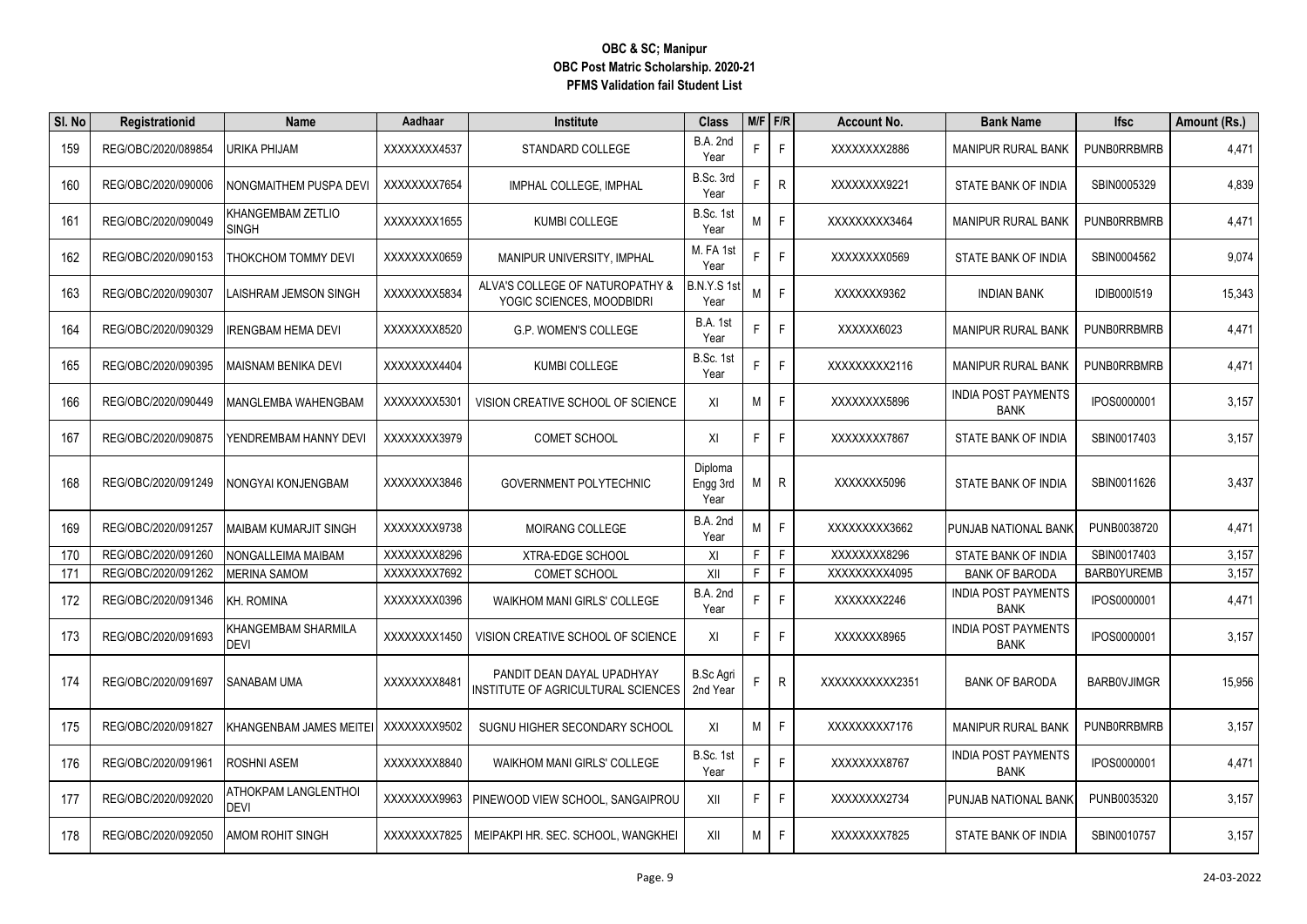# OBC & SC; Manipur
## OBC Post Matric Scholarship. 2020-21
### PFMS Validation fail Student List

| Sl. No | Registrationid | Name | Aadhaar | Institute | Class | M/F | F/R | Account No. | Bank Name | Ifsc | Amount (Rs.) |
|---|---|---|---|---|---|---|---|---|---|---|---|
| 159 | REG/OBC/2020/089854 | URIKA PHIJAM | XXXXXXXX4537 | STANDARD COLLEGE | B.A. 2nd Year | F | F | XXXXXXXX2886 | MANIPUR RURAL BANK | PUNB0RRBMRB | 4,471 |
| 160 | REG/OBC/2020/090006 | NONGMAITHEM PUSPA DEVI | XXXXXXXX7654 | IMPHAL COLLEGE, IMPHAL | B.Sc. 3rd Year | F | R | XXXXXXXX9221 | STATE BANK OF INDIA | SBIN0005329 | 4,839 |
| 161 | REG/OBC/2020/090049 | KHANGEMBAM ZETLIO SINGH | XXXXXXXX1655 | KUMBI COLLEGE | B.Sc. 1st Year | M | F | XXXXXXXXX3464 | MANIPUR RURAL BANK | PUNB0RRBMRB | 4,471 |
| 162 | REG/OBC/2020/090153 | THOKCHOM TOMMY DEVI | XXXXXXXX0659 | MANIPUR UNIVERSITY, IMPHAL | M. FA 1st Year | F | F | XXXXXXXX0569 | STATE BANK OF INDIA | SBIN0004562 | 9,074 |
| 163 | REG/OBC/2020/090307 | LAISHRAM JEMSON SINGH | XXXXXXXX5834 | ALVA'S COLLEGE OF NATUROPATHY & YOGIC SCIENCES, MOODBIDRI | B.N.Y.S 1st Year | M | F | XXXXXXX9362 | INDIAN BANK | IDIB000I519 | 15,343 |
| 164 | REG/OBC/2020/090329 | IRENGBAM HEMA DEVI | XXXXXXXX8520 | G.P. WOMEN'S COLLEGE | B.A. 1st Year | F | F | XXXXXX6023 | MANIPUR RURAL BANK | PUNB0RRBMRB | 4,471 |
| 165 | REG/OBC/2020/090395 | MAISNAM BENIKA DEVI | XXXXXXXX4404 | KUMBI COLLEGE | B.Sc. 1st Year | F | F | XXXXXXXXX2116 | MANIPUR RURAL BANK | PUNB0RRBMRB | 4,471 |
| 166 | REG/OBC/2020/090449 | MANGLEMBA WAHENGBAM | XXXXXXXX5301 | VISION CREATIVE SCHOOL OF SCIENCE | XI | M | F | XXXXXXXX5896 | INDIA POST PAYMENTS BANK | IPOS0000001 | 3,157 |
| 167 | REG/OBC/2020/090875 | YENDREMBAM HANNY DEVI | XXXXXXXX3979 | COMET SCHOOL | XI | F | F | XXXXXXXX7867 | STATE BANK OF INDIA | SBIN0017403 | 3,157 |
| 168 | REG/OBC/2020/091249 | NONGYAI KONJENGBAM | XXXXXXXX3846 | GOVERNMENT POLYTECHNIC | Diploma Engg 3rd Year | M | R | XXXXXXX5096 | STATE BANK OF INDIA | SBIN0011626 | 3,437 |
| 169 | REG/OBC/2020/091257 | MAIBAM KUMARJIT SINGH | XXXXXXXX9738 | MOIRANG COLLEGE | B.A. 2nd Year | M | F | XXXXXXXXX3662 | PUNJAB NATIONAL BANK | PUNB0038720 | 4,471 |
| 170 | REG/OBC/2020/091260 | NONGALLEIMA MAIBAM | XXXXXXXX8296 | XTRA-EDGE SCHOOL | XI | F | F | XXXXXXXX8296 | STATE BANK OF INDIA | SBIN0017403 | 3,157 |
| 171 | REG/OBC/2020/091262 | MERINA SAMOM | XXXXXXXX7692 | COMET SCHOOL | XII | F | F | XXXXXXXXX4095 | BANK OF BARODA | BARB0YUREMB | 3,157 |
| 172 | REG/OBC/2020/091346 | KH. ROMINA | XXXXXXXX0396 | WAIKHOM MANI GIRLS' COLLEGE | B.A. 2nd Year | F | F | XXXXXXX2246 | INDIA POST PAYMENTS BANK | IPOS0000001 | 4,471 |
| 173 | REG/OBC/2020/091693 | KHANGEMBAM SHARMILA DEVI | XXXXXXXX1450 | VISION CREATIVE SCHOOL OF SCIENCE | XI | F | F | XXXXXXX8965 | INDIA POST PAYMENTS BANK | IPOS0000001 | 3,157 |
| 174 | REG/OBC/2020/091697 | SANABAM UMA | XXXXXXXX8481 | PANDIT DEAN DAYAL UPADHYAY INSTITUTE OF AGRICULTURAL SCIENCES | B.Sc Agri 2nd Year | F | R | XXXXXXXXXXX2351 | BANK OF BARODA | BARB0VJIMGR | 15,956 |
| 175 | REG/OBC/2020/091827 | KHANGENBAM JAMES MEITEI | XXXXXXXX9502 | SUGNU HIGHER SECONDARY SCHOOL | XI | M | F | XXXXXXXXX7176 | MANIPUR RURAL BANK | PUNB0RRBMRB | 3,157 |
| 176 | REG/OBC/2020/091961 | ROSHNI ASEM | XXXXXXXX8840 | WAIKHOM MANI GIRLS' COLLEGE | B.Sc. 1st Year | F | F | XXXXXXXX8767 | INDIA POST PAYMENTS BANK | IPOS0000001 | 4,471 |
| 177 | REG/OBC/2020/092020 | ATHOKPAM LANGLENTHOI DEVI | XXXXXXXX9963 | PINEWOOD VIEW SCHOOL, SANGAIPROU | XII | F | F | XXXXXXXX2734 | PUNJAB NATIONAL BANK | PUNB0035320 | 3,157 |
| 178 | REG/OBC/2020/092050 | AMOM ROHIT SINGH | XXXXXXXX7825 | MEIPAKPI HR. SEC. SCHOOL, WANGKHEI | XII | M | F | XXXXXXXX7825 | STATE BANK OF INDIA | SBIN0010757 | 3,157 |

24-03-2022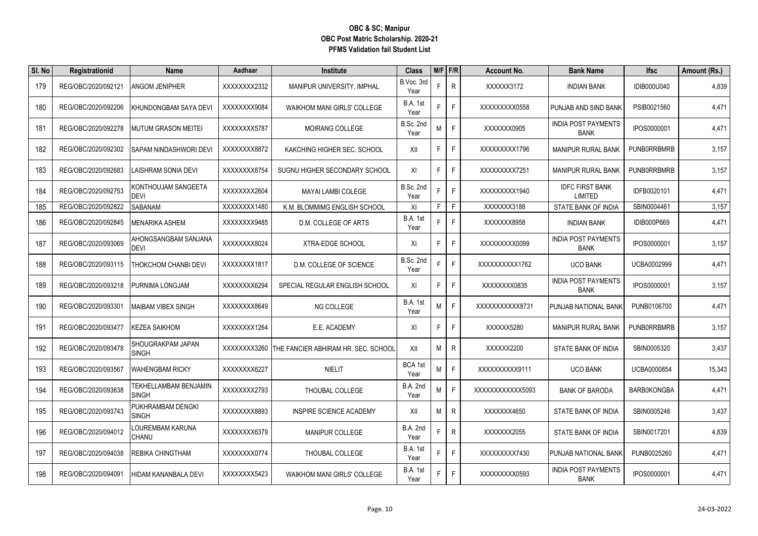# OBC & SC; Manipur
## OBC Post Matric Scholarship. 2020-21
### PFMS Validation fail Student List

| Sl. No | Registrationid | Name | Aadhaar | Institute | Class | M/F | F/R | Account No. | Bank Name | Ifsc | Amount (Rs.) |
|---|---|---|---|---|---|---|---|---|---|---|---|
| 179 | REG/OBC/2020/092121 | ANGOM JENIPHER | XXXXXXXX2332 | MANIPUR UNIVERSITY, IMPHAL | B.Voc. 3rd Year | F | R | XXXXXX3172 | INDIAN BANK | IDIB000U040 | 4,839 |
| 180 | REG/OBC/2020/092206 | KHUNDONGBAM SAYA DEVI | XXXXXXXX9084 | WAIKHOM MANI GIRLS' COLLEGE | B.A. 1st Year | F | F | XXXXXXXXX0558 | PUNJAB AND SIND BANK | PSIB0021560 | 4,471 |
| 181 | REG/OBC/2020/092278 | MUTUM GRASON MEITEI | XXXXXXXX5787 | MOIRANG COLLEGE | B.Sc. 2nd Year | M | F | XXXXXXX0905 | INDIA POST PAYMENTS BANK | IPOS0000001 | 4,471 |
| 182 | REG/OBC/2020/092302 | SAPAM NINDASHWORI DEVI | XXXXXXXX8872 | KAKCHING HIGHER SEC. SCHOOL | XII | F | F | XXXXXXXXX1796 | MANIPUR RURAL BANK | PUNB0RRBMRB | 3,157 |
| 183 | REG/OBC/2020/092683 | LAISHRAM SONIA DEVI | XXXXXXXX8754 | SUGNU HIGHER SECONDARY SCHOOL | XI | F | F | XXXXXXXXX7251 | MANIPUR RURAL BANK | PUNB0RRBMRB | 3,157 |
| 184 | REG/OBC/2020/092753 | KONTHOUJAM SANGEETA DEVI | XXXXXXXX2604 | MAYAI LAMBI COLEGE | B.Sc. 2nd Year | F | F | XXXXXXXXX1940 | IDFC FIRST BANK LIMITED | IDFB0020101 | 4,471 |
| 185 | REG/OBC/2020/092822 | SABANAM | XXXXXXXX1480 | K.M. BLOMMIMG ENGLISH SCHOOL | XI | F | F | XXXXXXX3188 | STATE BANK OF INDIA | SBIN0004461 | 3,157 |
| 186 | REG/OBC/2020/092845 | MENARIKA ASHEM | XXXXXXXX9485 | D.M. COLLEGE OF ARTS | B.A. 1st Year | F | F | XXXXXXX8958 | INDIAN BANK | IDIB000P669 | 4,471 |
| 187 | REG/OBC/2020/093069 | AHONGSANGBAM SANJANA DEVI | XXXXXXXX8024 | XTRA-EDGE SCHOOL | XI | F | F | XXXXXXXXX0099 | INDIA POST PAYMENTS BANK | IPOS0000001 | 3,157 |
| 188 | REG/OBC/2020/093115 | THOKCHOM CHANBI DEVI | XXXXXXXX1817 | D.M. COLLEGE OF SCIENCE | B.Sc. 2nd Year | F | F | XXXXXXXXXX1762 | UCO BANK | UCBA0002999 | 4,471 |
| 189 | REG/OBC/2020/093218 | PURNIMA LONGJAM | XXXXXXXX6294 | SPECIAL REGULAR ENGLISH SCHOOL | XI | F | F | XXXXXXXX0835 | INDIA POST PAYMENTS BANK | IPOS0000001 | 3,157 |
| 190 | REG/OBC/2020/093301 | MAIBAM VIBEX SINGH | XXXXXXXX8649 | NG COLLEGE | B.A. 1st Year | M | F | XXXXXXXXXXX8731 | PUNJAB NATIONAL BANK | PUNB0106700 | 4,471 |
| 191 | REG/OBC/2020/093477 | KEZEA SAIKHOM | XXXXXXXX1264 | E.E. ACADEMY | XI | F | F | XXXXXX5280 | MANIPUR RURAL BANK | PUNB0RRBMRB | 3,157 |
| 192 | REG/OBC/2020/093478 | SHOUGRAKPAM JAPAN SINGH | XXXXXXXX3260 | THE FANCIER ABHIRAM HR. SEC. SCHOOL | XII | M | R | XXXXXX2200 | STATE BANK OF INDIA | SBIN0005320 | 3,437 |
| 193 | REG/OBC/2020/093567 | WAHENGBAM RICKY | XXXXXXXX6227 | NIELIT | BCA 1st Year | M | F | XXXXXXXXXX9111 | UCO BANK | UCBA0000854 | 15,343 |
| 194 | REG/OBC/2020/093638 | TEKHELLAMBAM BENJAMIN SINGH | XXXXXXXX2793 | THOUBAL COLLEGE | B.A. 2nd Year | M | F | XXXXXXXXXXXX5093 | BANK OF BARODA | BARB0KONGBA | 4,471 |
| 195 | REG/OBC/2020/093743 | PUKHRAMBAM DENGKI SINGH | XXXXXXXX8893 | INSPIRE SCIENCE ACADEMY | XII | M | R | XXXXXXX4650 | STATE BANK OF INDIA | SBIN0005246 | 3,437 |
| 196 | REG/OBC/2020/094012 | LOUREMBAM KARUNA CHANU | XXXXXXXX6379 | MANIPUR COLLEGE | B.A. 2nd Year | F | R | XXXXXXX2055 | STATE BANK OF INDIA | SBIN0017201 | 4,839 |
| 197 | REG/OBC/2020/094038 | REBIKA CHINGTHAM | XXXXXXXX0774 | THOUBAL COLLEGE | B.A. 1st Year | F | F | XXXXXXXXX7430 | PUNJAB NATIONAL BANK | PUNB0025260 | 4,471 |
| 198 | REG/OBC/2020/094091 | HIDAM KANANBALA DEVI | XXXXXXXX5423 | WAIKHOM MANI GIRLS' COLLEGE | B.A. 1st Year | F | F | XXXXXXXXX0593 | INDIA POST PAYMENTS BANK | IPOS0000001 | 4,471 |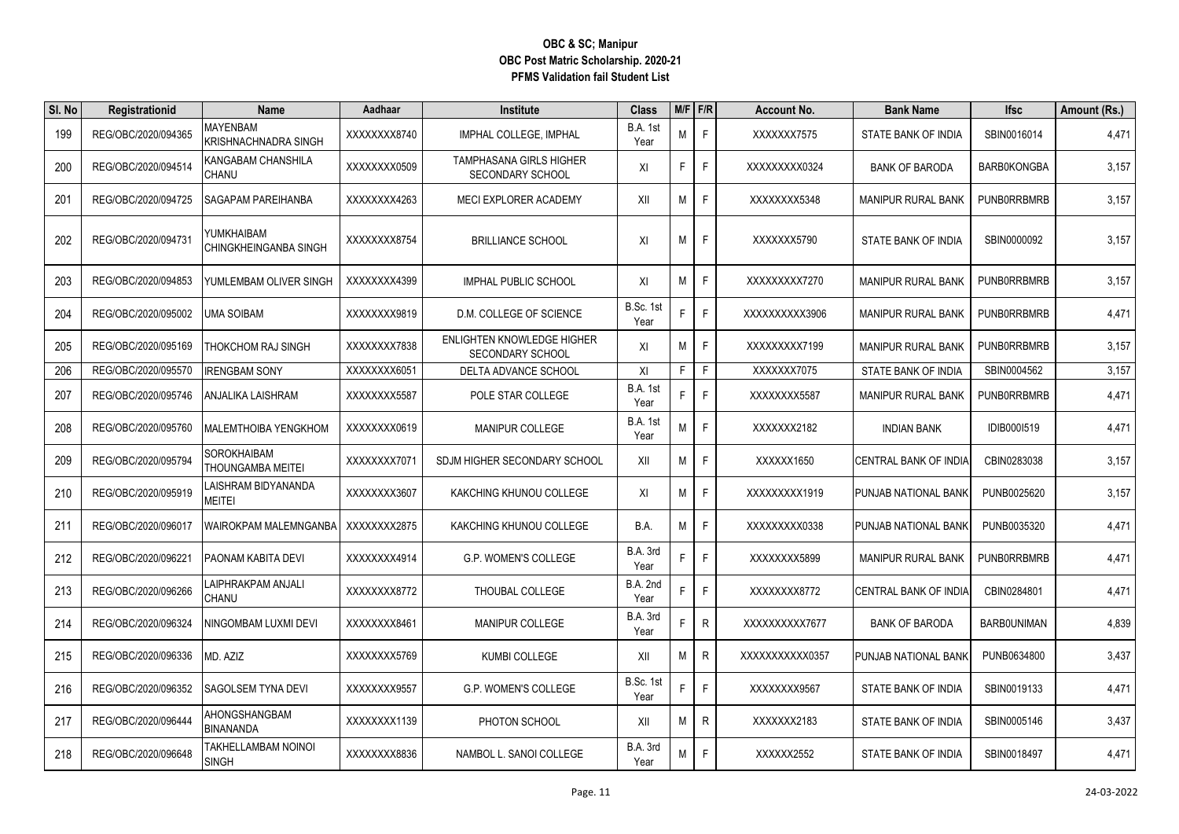**OBC & SC; Manipur**
**OBC Post Matric Scholarship. 2020-21**
**PFMS Validation fail Student List**

| Sl. No | Registrationid | Name | Aadhaar | Institute | Class | M/F | F/R | Account No. | Bank Name | Ifsc | Amount (Rs.) |
|---|---|---|---|---|---|---|---|---|---|---|---|
| 199 | REG/OBC/2020/094365 | MAYENBAM KRISHNACHNADRA SINGH | XXXXXXXX8740 | IMPHAL COLLEGE, IMPHAL | B.A. 1st Year | M | F | XXXXXXX7575 | STATE BANK OF INDIA | SBIN0016014 | 4,471 |
| 200 | REG/OBC/2020/094514 | KANGABAM CHANSHILA CHANU | XXXXXXXX0509 | TAMPHASANA GIRLS HIGHER SECONDARY SCHOOL | XI | F | F | XXXXXXXXX0324 | BANK OF BARODA | BARB0KONGBA | 3,157 |
| 201 | REG/OBC/2020/094725 | SAGAPAM PAREIHANBA | XXXXXXXX4263 | MECI EXPLORER ACADEMY | XII | M | F | XXXXXXXX5348 | MANIPUR RURAL BANK | PUNB0RRBMRB | 3,157 |
| 202 | REG/OBC/2020/094731 | YUMKHAIBAM CHINGKHEINGANBA SINGH | XXXXXXXX8754 | BRILLIANCE SCHOOL | XI | M | F | XXXXXXX5790 | STATE BANK OF INDIA | SBIN0000092 | 3,157 |
| 203 | REG/OBC/2020/094853 | YUMLEMBAM OLIVER SINGH | XXXXXXXX4399 | IMPHAL PUBLIC SCHOOL | XI | M | F | XXXXXXXXX7270 | MANIPUR RURAL BANK | PUNB0RRBMRB | 3,157 |
| 204 | REG/OBC/2020/095002 | UMA SOIBAM | XXXXXXXX9819 | D.M. COLLEGE OF SCIENCE | B.Sc. 1st Year | F | F | XXXXXXXXXX3906 | MANIPUR RURAL BANK | PUNB0RRBMRB | 4,471 |
| 205 | REG/OBC/2020/095169 | THOKCHOM RAJ SINGH | XXXXXXXX7838 | ENLIGHTEN KNOWLEDGE HIGHER SECONDARY SCHOOL | XI | M | F | XXXXXXXXX7199 | MANIPUR RURAL BANK | PUNB0RRBMRB | 3,157 |
| 206 | REG/OBC/2020/095570 | IRENGBAM SONY | XXXXXXXX6051 | DELTA ADVANCE SCHOOL | XI | F | F | XXXXXXX7075 | STATE BANK OF INDIA | SBIN0004562 | 3,157 |
| 207 | REG/OBC/2020/095746 | ANJALIKA LAISHRAM | XXXXXXXX5587 | POLE STAR COLLEGE | B.A. 1st Year | F | F | XXXXXXXX5587 | MANIPUR RURAL BANK | PUNB0RRBMRB | 4,471 |
| 208 | REG/OBC/2020/095760 | MALEMTHOIBA YENGKHOM | XXXXXXXX0619 | MANIPUR COLLEGE | B.A. 1st Year | M | F | XXXXXXX2182 | INDIAN BANK | IDIB000I519 | 4,471 |
| 209 | REG/OBC/2020/095794 | SOROKHAIBAM THOUNGAMBA MEITEI | XXXXXXXX7071 | SDJM HIGHER SECONDARY SCHOOL | XII | M | F | XXXXXX1650 | CENTRAL BANK OF INDIA | CBIN0283038 | 3,157 |
| 210 | REG/OBC/2020/095919 | LAISHRAM BIDYANANDA MEITEI | XXXXXXXX3607 | KAKCHING KHUNOU COLLEGE | XI | M | F | XXXXXXXXX1919 | PUNJAB NATIONAL BANK | PUNB0025620 | 3,157 |
| 211 | REG/OBC/2020/096017 | WAIROKPAM MALEMNGANBA | XXXXXXXX2875 | KAKCHING KHUNOU COLLEGE | B.A. | M | F | XXXXXXXXX0338 | PUNJAB NATIONAL BANK | PUNB0035320 | 4,471 |
| 212 | REG/OBC/2020/096221 | PAONAM KABITA DEVI | XXXXXXXX4914 | G.P. WOMEN'S COLLEGE | B.A. 3rd Year | F | F | XXXXXXXX5899 | MANIPUR RURAL BANK | PUNB0RRBMRB | 4,471 |
| 213 | REG/OBC/2020/096266 | LAIPHRAKPAM ANJALI CHANU | XXXXXXXX8772 | THOUBAL COLLEGE | B.A. 2nd Year | F | F | XXXXXXXX8772 | CENTRAL BANK OF INDIA | CBIN0284801 | 4,471 |
| 214 | REG/OBC/2020/096324 | NINGOMBAM LUXMI DEVI | XXXXXXXX8461 | MANIPUR COLLEGE | B.A. 3rd Year | F | R | XXXXXXXXXX7677 | BANK OF BARODA | BARB0UNIMAN | 4,839 |
| 215 | REG/OBC/2020/096336 | MD. AZIZ | XXXXXXXX5769 | KUMBI COLLEGE | XII | M | R | XXXXXXXXXXX0357 | PUNJAB NATIONAL BANK | PUNB0634800 | 3,437 |
| 216 | REG/OBC/2020/096352 | SAGOLSEM TYNA DEVI | XXXXXXXX9557 | G.P. WOMEN'S COLLEGE | B.Sc. 1st Year | F | F | XXXXXXXX9567 | STATE BANK OF INDIA | SBIN0019133 | 4,471 |
| 217 | REG/OBC/2020/096444 | AHONGSHANGBAM BINANANDA | XXXXXXXX1139 | PHOTON SCHOOL | XII | M | R | XXXXXXX2183 | STATE BANK OF INDIA | SBIN0005146 | 3,437 |
| 218 | REG/OBC/2020/096648 | TAKHELLAMBAM NOINOI SINGH | XXXXXXXX8836 | NAMBOL L. SANOI COLLEGE | B.A. 3rd Year | M | F | XXXXXX2552 | STATE BANK OF INDIA | SBIN0018497 | 4,471 |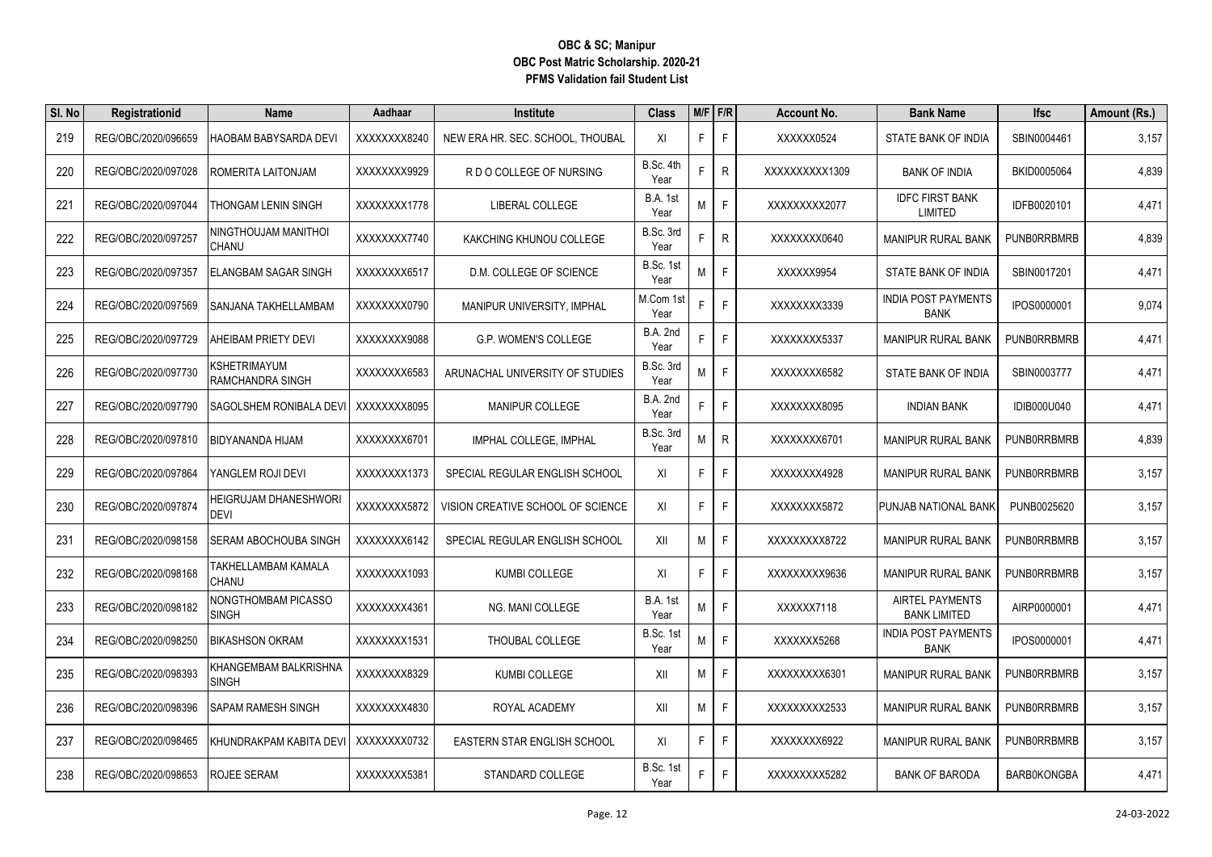# OBC & SC; Manipur
## OBC Post Matric Scholarship. 2020-21
### PFMS Validation fail Student List

| Sl. No | Registrationid | Name | Aadhaar | Institute | Class | M/F | F/R | Account No. | Bank Name | Ifsc | Amount (Rs.) |
|---|---|---|---|---|---|---|---|---|---|---|---|
| 219 | REG/OBC/2020/096659 | HAOBAM BABYSARDA DEVI | XXXXXXXX8240 | NEW ERA HR. SEC. SCHOOL, THOUBAL | XI | F | F | XXXXXX0524 | STATE BANK OF INDIA | SBIN0004461 | 3,157 |
| 220 | REG/OBC/2020/097028 | ROMERITA LAITONJAM | XXXXXXXX9929 | R D O COLLEGE OF NURSING | B.Sc. 4th Year | F | R | XXXXXXXXXX1309 | BANK OF INDIA | BKID0005064 | 4,839 |
| 221 | REG/OBC/2020/097044 | THONGAM LENIN SINGH | XXXXXXXX1778 | LIBERAL COLLEGE | B.A. 1st Year | M | F | XXXXXXXXX2077 | IDFC FIRST BANK LIMITED | IDFB0020101 | 4,471 |
| 222 | REG/OBC/2020/097257 | NINGTHOUJAM MANITHOI CHANU | XXXXXXXX7740 | KAKCHING KHUNOU COLLEGE | B.Sc. 3rd Year | F | R | XXXXXXXX0640 | MANIPUR RURAL BANK | PUNB0RRBMRB | 4,839 |
| 223 | REG/OBC/2020/097357 | ELANGBAM SAGAR SINGH | XXXXXXXX6517 | D.M. COLLEGE OF SCIENCE | B.Sc. 1st Year | M | F | XXXXXX9954 | STATE BANK OF INDIA | SBIN0017201 | 4,471 |
| 224 | REG/OBC/2020/097569 | SANJANA TAKHELLAMBAM | XXXXXXXX0790 | MANIPUR UNIVERSITY, IMPHAL | M.Com 1st Year | F | F | XXXXXXXX3339 | INDIA POST PAYMENTS BANK | IPOS0000001 | 9,074 |
| 225 | REG/OBC/2020/097729 | AHEIBAM PRIETY DEVI | XXXXXXXX9088 | G.P. WOMEN'S COLLEGE | B.A. 2nd Year | F | F | XXXXXXXX5337 | MANIPUR RURAL BANK | PUNB0RRBMRB | 4,471 |
| 226 | REG/OBC/2020/097730 | KSHETRIMAYUM RAMCHANDRA SINGH | XXXXXXXX6583 | ARUNACHAL UNIVERSITY OF STUDIES | B.Sc. 3rd Year | M | F | XXXXXXXX6582 | STATE BANK OF INDIA | SBIN0003777 | 4,471 |
| 227 | REG/OBC/2020/097790 | SAGOLSHEM RONIBALA DEVI | XXXXXXXX8095 | MANIPUR COLLEGE | B.A. 2nd Year | F | F | XXXXXXXX8095 | INDIAN BANK | IDIB000U040 | 4,471 |
| 228 | REG/OBC/2020/097810 | BIDYANANDA HIJAM | XXXXXXXX6701 | IMPHAL COLLEGE, IMPHAL | B.Sc. 3rd Year | M | R | XXXXXXXX6701 | MANIPUR RURAL BANK | PUNB0RRBMRB | 4,839 |
| 229 | REG/OBC/2020/097864 | YANGLEM ROJI DEVI | XXXXXXXX1373 | SPECIAL REGULAR ENGLISH SCHOOL | XI | F | F | XXXXXXXX4928 | MANIPUR RURAL BANK | PUNB0RRBMRB | 3,157 |
| 230 | REG/OBC/2020/097874 | HEIGRUJAM DHANESHWORI DEVI | XXXXXXXX5872 | VISION CREATIVE SCHOOL OF SCIENCE | XI | F | F | XXXXXXXX5872 | PUNJAB NATIONAL BANK | PUNB0025620 | 3,157 |
| 231 | REG/OBC/2020/098158 | SERAM ABOCHOUBA SINGH | XXXXXXXX6142 | SPECIAL REGULAR ENGLISH SCHOOL | XII | M | F | XXXXXXXXX8722 | MANIPUR RURAL BANK | PUNB0RRBMRB | 3,157 |
| 232 | REG/OBC/2020/098168 | TAKHELLAMBAM KAMALA CHANU | XXXXXXXX1093 | KUMBI COLLEGE | XI | F | F | XXXXXXXXX9636 | MANIPUR RURAL BANK | PUNB0RRBMRB | 3,157 |
| 233 | REG/OBC/2020/098182 | NONGTHOMBAM PICASSO SINGH | XXXXXXXX4361 | NG. MANI COLLEGE | B.A. 1st Year | M | F | XXXXXX7118 | AIRTEL PAYMENTS BANK LIMITED | AIRP0000001 | 4,471 |
| 234 | REG/OBC/2020/098250 | BIKASHSON OKRAM | XXXXXXXX1531 | THOUBAL COLLEGE | B.Sc. 1st Year | M | F | XXXXXXX5268 | INDIA POST PAYMENTS BANK | IPOS0000001 | 4,471 |
| 235 | REG/OBC/2020/098393 | KHANGEMBAM BALKRISHNA SINGH | XXXXXXXX8329 | KUMBI COLLEGE | XII | M | F | XXXXXXXXX6301 | MANIPUR RURAL BANK | PUNB0RRBMRB | 3,157 |
| 236 | REG/OBC/2020/098396 | SAPAM RAMESH SINGH | XXXXXXXX4830 | ROYAL ACADEMY | XII | M | F | XXXXXXXXX2533 | MANIPUR RURAL BANK | PUNB0RRBMRB | 3,157 |
| 237 | REG/OBC/2020/098465 | KHUNDRAKPAM KABITA DEVI | XXXXXXXX0732 | EASTERN STAR ENGLISH SCHOOL | XI | F | F | XXXXXXXX6922 | MANIPUR RURAL BANK | PUNB0RRBMRB | 3,157 |
| 238 | REG/OBC/2020/098653 | ROJEE SERAM | XXXXXXXX5381 | STANDARD COLLEGE | B.Sc. 1st Year | F | F | XXXXXXXXX5282 | BANK OF BARODA | BARB0KONGBA | 4,471 |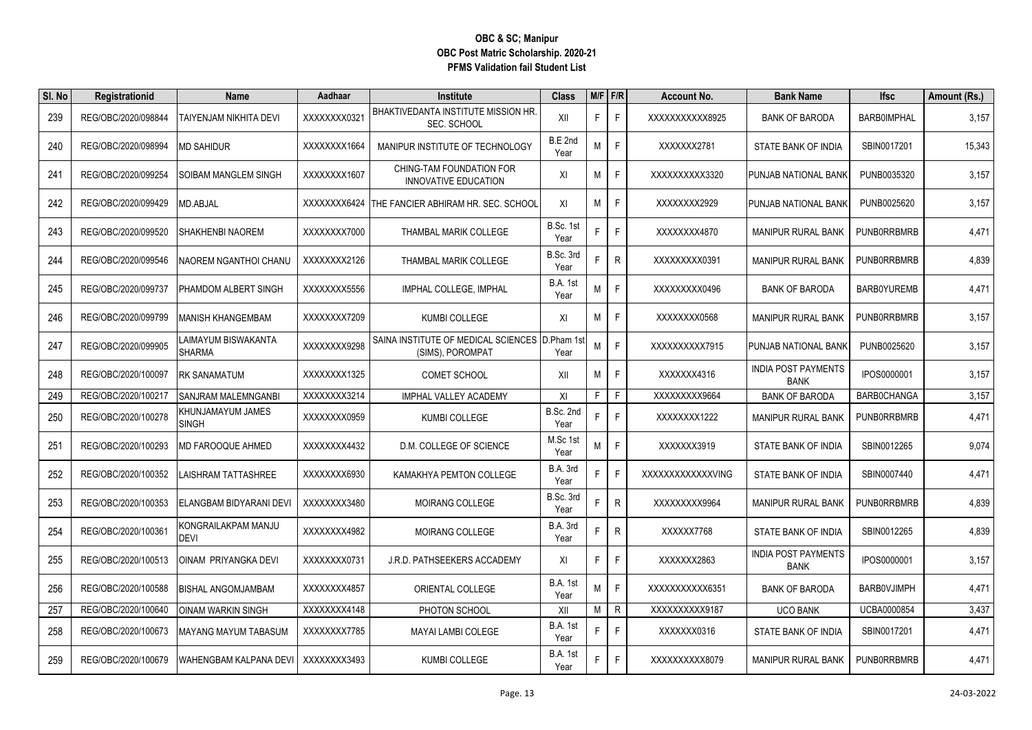# OBC & SC; Manipur
## OBC Post Matric Scholarship. 2020-21
## PFMS Validation fail Student List

| Sl. No | Registrationid | Name | Aadhaar | Institute | Class | M/F | F/R | Account No. | Bank Name | Ifsc | Amount (Rs.) |
|---|---|---|---|---|---|---|---|---|---|---|---|
| 239 | REG/OBC/2020/098844 | TAIYENJAM NIKHITA DEVI | XXXXXXXX0321 | BHAKTIVEDANTA INSTITUTE MISSION HR. SEC. SCHOOL | XII | F | F | XXXXXXXXXXX8925 | BANK OF BARODA | BARB0IMPHAL | 3,157 |
| 240 | REG/OBC/2020/098994 | MD SAHIDUR | XXXXXXXX1664 | MANIPUR INSTITUTE OF TECHNOLOGY | B.E 2nd Year | M | F | XXXXXXX2781 | STATE BANK OF INDIA | SBIN0017201 | 15,343 |
| 241 | REG/OBC/2020/099254 | SOIBAM MANGLEM SINGH | XXXXXXXX1607 | CHING-TAM FOUNDATION FOR INNOVATIVE EDUCATION | XI | M | F | XXXXXXXXXX3320 | PUNJAB NATIONAL BANK | PUNB0035320 | 3,157 |
| 242 | REG/OBC/2020/099429 | MD.ABJAL | XXXXXXXX6424 | THE FANCIER ABHIRAM HR. SEC. SCHOOL | XI | M | F | XXXXXXXX2929 | PUNJAB NATIONAL BANK | PUNB0025620 | 3,157 |
| 243 | REG/OBC/2020/099520 | SHAKHENBI NAOREM | XXXXXXXX7000 | THAMBAL MARIK COLLEGE | B.Sc. 1st Year | F | F | XXXXXXXX4870 | MANIPUR RURAL BANK | PUNB0RRBMRB | 4,471 |
| 244 | REG/OBC/2020/099546 | NAOREM NGANTHOI CHANU | XXXXXXXX2126 | THAMBAL MARIK COLLEGE | B.Sc. 3rd Year | F | R | XXXXXXXXX0391 | MANIPUR RURAL BANK | PUNB0RRBMRB | 4,839 |
| 245 | REG/OBC/2020/099737 | PHAMDOM ALBERT SINGH | XXXXXXXX5556 | IMPHAL COLLEGE, IMPHAL | B.A. 1st Year | M | F | XXXXXXXXX0496 | BANK OF BARODA | BARB0YUREMB | 4,471 |
| 246 | REG/OBC/2020/099799 | MANISH KHANGEMBAM | XXXXXXXX7209 | KUMBI COLLEGE | XI | M | F | XXXXXXXX0568 | MANIPUR RURAL BANK | PUNB0RRBMRB | 3,157 |
| 247 | REG/OBC/2020/099905 | LAIMAYUM BISWAKANTA SHARMA | XXXXXXXX9298 | SAINA INSTITUTE OF MEDICAL SCIENCES (SIMS), POROMPAT | D.Pham 1st Year | M | F | XXXXXXXXXX7915 | PUNJAB NATIONAL BANK | PUNB0025620 | 3,157 |
| 248 | REG/OBC/2020/100097 | RK SANAMATUM | XXXXXXXX1325 | COMET SCHOOL | XII | M | F | XXXXXXX4316 | INDIA POST PAYMENTS BANK | IPOS0000001 | 3,157 |
| 249 | REG/OBC/2020/100217 | SANJRAM MALEMNGANBI | XXXXXXXX3214 | IMPHAL VALLEY ACADEMY | XI | F | F | XXXXXXXXX9664 | BANK OF BARODA | BARB0CHANGA | 3,157 |
| 250 | REG/OBC/2020/100278 | KHUNJAMAYUM JAMES SINGH | XXXXXXXX0959 | KUMBI COLLEGE | B.Sc. 2nd Year | F | F | XXXXXXXX1222 | MANIPUR RURAL BANK | PUNB0RRBMRB | 4,471 |
| 251 | REG/OBC/2020/100293 | MD FAROOQUE AHMED | XXXXXXXX4432 | D.M. COLLEGE OF SCIENCE | M.Sc 1st Year | M | F | XXXXXXX3919 | STATE BANK OF INDIA | SBIN0012265 | 9,074 |
| 252 | REG/OBC/2020/100352 | LAISHRAM TATTASHREE | XXXXXXXX6930 | KAMAKHYA PEMTON COLLEGE | B.A. 3rd Year | F | F | XXXXXXXXXXXXXVING | STATE BANK OF INDIA | SBIN0007440 | 4,471 |
| 253 | REG/OBC/2020/100353 | ELANGBAM BIDYARANI DEVI | XXXXXXXX3480 | MOIRANG COLLEGE | B.Sc. 3rd Year | F | R | XXXXXXXXX9964 | MANIPUR RURAL BANK | PUNB0RRBMRB | 4,839 |
| 254 | REG/OBC/2020/100361 | KONGRAILAKPAM MANJU DEVI | XXXXXXXX4982 | MOIRANG COLLEGE | B.A. 3rd Year | F | R | XXXXXX7768 | STATE BANK OF INDIA | SBIN0012265 | 4,839 |
| 255 | REG/OBC/2020/100513 | OINAM PRIYANGKA DEVI | XXXXXXXX0731 | J.R.D. PATHSEEKERS ACCADEMY | XI | F | F | XXXXXXX2863 | INDIA POST PAYMENTS BANK | IPOS0000001 | 3,157 |
| 256 | REG/OBC/2020/100588 | BISHAL ANGOMJAMBAM | XXXXXXXX4857 | ORIENTAL COLLEGE | B.A. 1st Year | M | F | XXXXXXXXXXX6351 | BANK OF BARODA | BARB0VJIMPH | 4,471 |
| 257 | REG/OBC/2020/100640 | OINAM WARKIN SINGH | XXXXXXXX4148 | PHOTON SCHOOL | XII | M | R | XXXXXXXXXX9187 | UCO BANK | UCBA0000854 | 3,437 |
| 258 | REG/OBC/2020/100673 | MAYANG MAYUM TABASUM | XXXXXXXX7785 | MAYAI LAMBI COLEGE | B.A. 1st Year | F | F | XXXXXXX0316 | STATE BANK OF INDIA | SBIN0017201 | 4,471 |
| 259 | REG/OBC/2020/100679 | WAHENGBAM KALPANA DEVI | XXXXXXXX3493 | KUMBI COLLEGE | B.A. 1st Year | F | F | XXXXXXXXXX8079 | MANIPUR RURAL BANK | PUNB0RRBMRB | 4,471 |

24-03-2022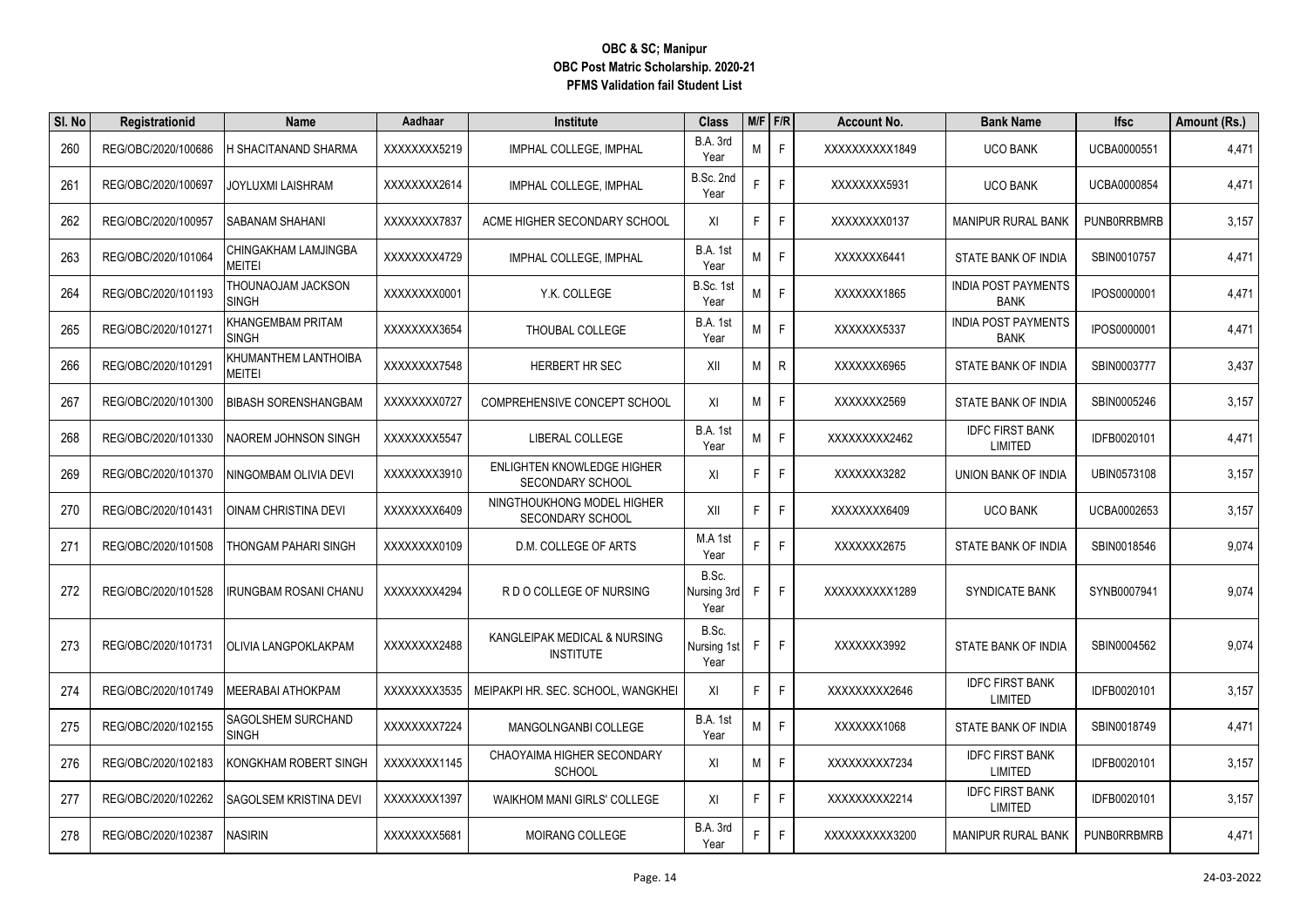# OBC & SC; Manipur
## OBC Post Matric Scholarship. 2020-21
### PFMS Validation fail Student List

| Sl. No | Registrationid | Name | Aadhaar | Institute | Class | M/F | F/R | Account No. | Bank Name | Ifsc | Amount (Rs.) |
|---|---|---|---|---|---|---|---|---|---|---|---|
| 260 | REG/OBC/2020/100686 | H SHACITANAND SHARMA | XXXXXXXX5219 | IMPHAL COLLEGE, IMPHAL | B.A. 3rd Year | M | F | XXXXXXXXXX1849 | UCO BANK | UCBA0000551 | 4,471 |
| 261 | REG/OBC/2020/100697 | JOYLUXMI LAISHRAM | XXXXXXXX2614 | IMPHAL COLLEGE, IMPHAL | B.Sc. 2nd Year | F | F | XXXXXXXX5931 | UCO BANK | UCBA0000854 | 4,471 |
| 262 | REG/OBC/2020/100957 | SABANAM SHAHANI | XXXXXXXX7837 | ACME HIGHER SECONDARY SCHOOL | XI | F | F | XXXXXXXX0137 | MANIPUR RURAL BANK | PUNB0RRBMRB | 3,157 |
| 263 | REG/OBC/2020/101064 | CHINGAKHAM LAMJINGBA MEITEI | XXXXXXXX4729 | IMPHAL COLLEGE, IMPHAL | B.A. 1st Year | M | F | XXXXXXX6441 | STATE BANK OF INDIA | SBIN0010757 | 4,471 |
| 264 | REG/OBC/2020/101193 | THOUNAOJAM JACKSON SINGH | XXXXXXXX0001 | Y.K. COLLEGE | B.Sc. 1st Year | M | F | XXXXXXX1865 | INDIA POST PAYMENTS BANK | IPOS0000001 | 4,471 |
| 265 | REG/OBC/2020/101271 | KHANGEMBAM PRITAM SINGH | XXXXXXXX3654 | THOUBAL COLLEGE | B.A. 1st Year | M | F | XXXXXXX5337 | INDIA POST PAYMENTS BANK | IPOS0000001 | 4,471 |
| 266 | REG/OBC/2020/101291 | KHUMANTHEM LANTHOIBA MEITEI | XXXXXXXX7548 | HERBERT HR SEC | XII | M | R | XXXXXXX6965 | STATE BANK OF INDIA | SBIN0003777 | 3,437 |
| 267 | REG/OBC/2020/101300 | BIBASH SORENSHANGBAM | XXXXXXXX0727 | COMPREHENSIVE CONCEPT SCHOOL | XI | M | F | XXXXXXX2569 | STATE BANK OF INDIA | SBIN0005246 | 3,157 |
| 268 | REG/OBC/2020/101330 | NAOREM JOHNSON SINGH | XXXXXXXX5547 | LIBERAL COLLEGE | B.A. 1st Year | M | F | XXXXXXXXX2462 | IDFC FIRST BANK LIMITED | IDFB0020101 | 4,471 |
| 269 | REG/OBC/2020/101370 | NINGOMBAM OLIVIA DEVI | XXXXXXXX3910 | ENLIGHTEN KNOWLEDGE HIGHER SECONDARY SCHOOL | XI | F | F | XXXXXXX3282 | UNION BANK OF INDIA | UBIN0573108 | 3,157 |
| 270 | REG/OBC/2020/101431 | OINAM CHRISTINA DEVI | XXXXXXXX6409 | NINGTHOUKHONG MODEL HIGHER SECONDARY SCHOOL | XII | F | F | XXXXXXXX6409 | UCO BANK | UCBA0002653 | 3,157 |
| 271 | REG/OBC/2020/101508 | THONGAM PAHARI SINGH | XXXXXXXX0109 | D.M. COLLEGE OF ARTS | M.A 1st Year | F | F | XXXXXXX2675 | STATE BANK OF INDIA | SBIN0018546 | 9,074 |
| 272 | REG/OBC/2020/101528 | IRUNGBAM ROSANI CHANU | XXXXXXXX4294 | R D O COLLEGE OF NURSING | B.Sc. Nursing 3rd Year | F | F | XXXXXXXXXX1289 | SYNDICATE BANK | SYNB0007941 | 9,074 |
| 273 | REG/OBC/2020/101731 | OLIVIA LANGPOKLAKPAM | XXXXXXXX2488 | KANGLEIPAK MEDICAL & NURSING INSTITUTE | B.Sc. Nursing 1st Year | F | F | XXXXXXX3992 | STATE BANK OF INDIA | SBIN0004562 | 9,074 |
| 274 | REG/OBC/2020/101749 | MEERABAI ATHOKPAM | XXXXXXXX3535 | MEIPAKPI HR. SEC. SCHOOL, WANGKHEI | XI | F | F | XXXXXXXXX2646 | IDFC FIRST BANK LIMITED | IDFB0020101 | 3,157 |
| 275 | REG/OBC/2020/102155 | SAGOLSHEM SURCHAND SINGH | XXXXXXXX7224 | MANGOLNGANBI COLLEGE | B.A. 1st Year | M | F | XXXXXXX1068 | STATE BANK OF INDIA | SBIN0018749 | 4,471 |
| 276 | REG/OBC/2020/102183 | KONGKHAM ROBERT SINGH | XXXXXXXX1145 | CHAOYAIMA HIGHER SECONDARY SCHOOL | XI | M | F | XXXXXXXXX7234 | IDFC FIRST BANK LIMITED | IDFB0020101 | 3,157 |
| 277 | REG/OBC/2020/102262 | SAGOLSEM KRISTINA DEVI | XXXXXXXX1397 | WAIKHOM MANI GIRLS' COLLEGE | XI | F | F | XXXXXXXXX2214 | IDFC FIRST BANK LIMITED | IDFB0020101 | 3,157 |
| 278 | REG/OBC/2020/102387 | NASIRIN | XXXXXXXX5681 | MOIRANG COLLEGE | B.A. 3rd Year | F | F | XXXXXXXXXX3200 | MANIPUR RURAL BANK | PUNB0RRBMRB | 4,471 |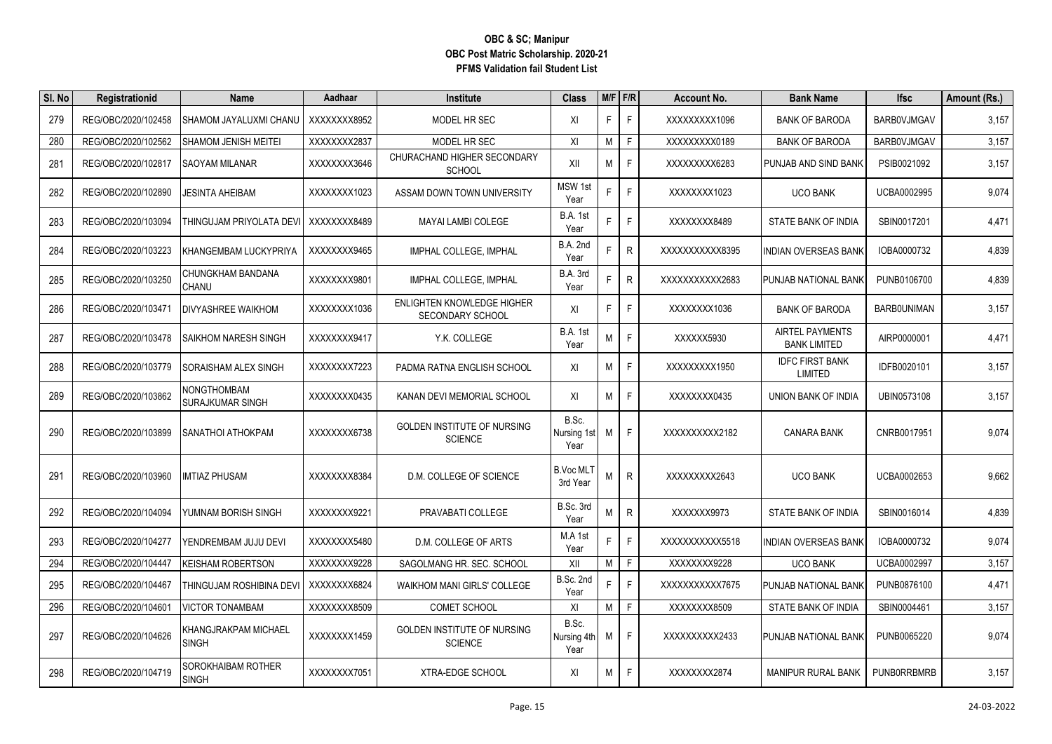# OBC & SC; Manipur
## OBC Post Matric Scholarship. 2020-21
### PFMS Validation fail Student List

| Sl. No | Registrationid | Name | Aadhaar | Institute | Class | M/F | F/R | Account No. | Bank Name | Ifsc | Amount (Rs.) |
|---|---|---|---|---|---|---|---|---|---|---|---|
| 279 | REG/OBC/2020/102458 | SHAMOM JAYALUXMI CHANU | XXXXXXXX8952 | MODEL HR SEC | XI | F | F | XXXXXXXXX1096 | BANK OF BARODA | BARB0VJMGAV | 3,157 |
| 280 | REG/OBC/2020/102562 | SHAMOM JENISH MEITEI | XXXXXXXX2837 | MODEL HR SEC | XI | M | F | XXXXXXXXX0189 | BANK OF BARODA | BARB0VJMGAV | 3,157 |
| 281 | REG/OBC/2020/102817 | SAOYAM MILANAR | XXXXXXXX3646 | CHURACHAND HIGHER SECONDARY SCHOOL | XII | M | F | XXXXXXXXX6283 | PUNJAB AND SIND BANK | PSIB0021092 | 3,157 |
| 282 | REG/OBC/2020/102890 | JESINTA AHEIBAM | XXXXXXXX1023 | ASSAM DOWN TOWN UNIVERSITY | MSW 1st Year | F | F | XXXXXXXX1023 | UCO BANK | UCBA0002995 | 9,074 |
| 283 | REG/OBC/2020/103094 | THINGUJAM PRIYOLATA DEVI | XXXXXXXX8489 | MAYAI LAMBI COLEGE | B.A. 1st Year | F | F | XXXXXXXX8489 | STATE BANK OF INDIA | SBIN0017201 | 4,471 |
| 284 | REG/OBC/2020/103223 | KHANGEMBAM LUCKYPRIYA | XXXXXXXX9465 | IMPHAL COLLEGE, IMPHAL | B.A. 2nd Year | F | R | XXXXXXXXXXX8395 | INDIAN OVERSEAS BANK | IOBA0000732 | 4,839 |
| 285 | REG/OBC/2020/103250 | CHUNGKHAM BANDANA CHANU | XXXXXXXX9801 | IMPHAL COLLEGE, IMPHAL | B.A. 3rd Year | F | R | XXXXXXXXXXX2683 | PUNJAB NATIONAL BANK | PUNB0106700 | 4,839 |
| 286 | REG/OBC/2020/103471 | DIVYASHREE WAIKHOM | XXXXXXXX1036 | ENLIGHTEN KNOWLEDGE HIGHER SECONDARY SCHOOL | XI | F | F | XXXXXXXX1036 | BANK OF BARODA | BARB0UNIMAN | 3,157 |
| 287 | REG/OBC/2020/103478 | SAIKHOM NARESH SINGH | XXXXXXXX9417 | Y.K. COLLEGE | B.A. 1st Year | M | F | XXXXXX5930 | AIRTEL PAYMENTS BANK LIMITED | AIRP0000001 | 4,471 |
| 288 | REG/OBC/2020/103779 | SORAISHAM ALEX SINGH | XXXXXXXX7223 | PADMA RATNA ENGLISH SCHOOL | XI | M | F | XXXXXXXXX1950 | IDFC FIRST BANK LIMITED | IDFB0020101 | 3,157 |
| 289 | REG/OBC/2020/103862 | NONGTHOMBAM SURAJKUMAR SINGH | XXXXXXXX0435 | KANAN DEVI MEMORIAL SCHOOL | XI | M | F | XXXXXXXX0435 | UNION BANK OF INDIA | UBIN0573108 | 3,157 |
| 290 | REG/OBC/2020/103899 | SANATHOI ATHOKPAM | XXXXXXXX6738 | GOLDEN INSTITUTE OF NURSING SCIENCE | B.Sc. Nursing 1st Year | M | F | XXXXXXXXXX2182 | CANARA BANK | CNRB0017951 | 9,074 |
| 291 | REG/OBC/2020/103960 | IMTIAZ PHUSAM | XXXXXXXX8384 | D.M. COLLEGE OF SCIENCE | B.Voc MLT 3rd Year | M | R | XXXXXXXXX2643 | UCO BANK | UCBA0002653 | 9,662 |
| 292 | REG/OBC/2020/104094 | YUMNAM BORISH SINGH | XXXXXXXX9221 | PRAVABATI COLLEGE | B.Sc. 3rd Year | M | R | XXXXXXX9973 | STATE BANK OF INDIA | SBIN0016014 | 4,839 |
| 293 | REG/OBC/2020/104277 | YENDREMBAM JUJU DEVI | XXXXXXXX5480 | D.M. COLLEGE OF ARTS | M.A 1st Year | F | F | XXXXXXXXXXX5518 | INDIAN OVERSEAS BANK | IOBA0000732 | 9,074 |
| 294 | REG/OBC/2020/104447 | KEISHAM ROBERTSON | XXXXXXXX9228 | SAGOLMANG HR. SEC. SCHOOL | XII | M | F | XXXXXXXX9228 | UCO BANK | UCBA0002997 | 3,157 |
| 295 | REG/OBC/2020/104467 | THINGUJAM ROSHIBINA DEVI | XXXXXXXX6824 | WAIKHOM MANI GIRLS' COLLEGE | B.Sc. 2nd Year | F | F | XXXXXXXXXXX7675 | PUNJAB NATIONAL BANK | PUNB0876100 | 4,471 |
| 296 | REG/OBC/2020/104601 | VICTOR TONAMBAM | XXXXXXXX8509 | COMET SCHOOL | XI | M | F | XXXXXXXX8509 | STATE BANK OF INDIA | SBIN0004461 | 3,157 |
| 297 | REG/OBC/2020/104626 | KHANGJRAKPAM MICHAEL SINGH | XXXXXXXX1459 | GOLDEN INSTITUTE OF NURSING SCIENCE | B.Sc. Nursing 4th Year | M | F | XXXXXXXXXX2433 | PUNJAB NATIONAL BANK | PUNB0065220 | 9,074 |
| 298 | REG/OBC/2020/104719 | SOROKHAIBAM ROTHER SINGH | XXXXXXXX7051 | XTRA-EDGE SCHOOL | XI | M | F | XXXXXXXX2874 | MANIPUR RURAL BANK | PUNB0RRBMRB | 3,157 |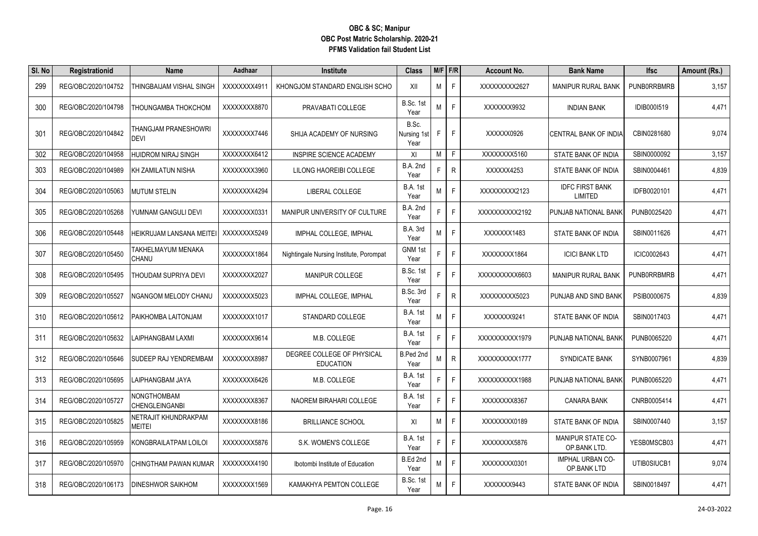# OBC & SC; Manipur
## OBC Post Matric Scholarship. 2020-21
### PFMS Validation fail Student List

| Sl. No | Registrationid | Name | Aadhaar | Institute | Class | M/F | F/R | Account No. | Bank Name | Ifsc | Amount (Rs.) |
|---|---|---|---|---|---|---|---|---|---|---|---|
| 299 | REG/OBC/2020/104752 | THINGBAIJAM VISHAL SINGH | XXXXXXXX4911 | KHONGJOM STANDARD ENGLISH SCHO | XII | M | F | XXXXXXXXX2627 | MANIPUR RURAL BANK | PUNB0RRBMRB | 3,157 |
| 300 | REG/OBC/2020/104798 | THOUNGAMBA THOKCHOM | XXXXXXXX8870 | PRAVABATI COLLEGE | B.Sc. 1st Year | M | F | XXXXXXX9932 | INDIAN BANK | IDIB000I519 | 4,471 |
| 301 | REG/OBC/2020/104842 | THANGJAM PRANESHOWRI DEVI | XXXXXXXX7446 | SHIJA ACADEMY OF NURSING | B.Sc. Nursing 1st Year | F | F | XXXXXX0926 | CENTRAL BANK OF INDIA | CBIN0281680 | 9,074 |
| 302 | REG/OBC/2020/104958 | HUIDROM NIRAJ SINGH | XXXXXXXX6412 | INSPIRE SCIENCE ACADEMY | XI | M | F | XXXXXXXX5160 | STATE BANK OF INDIA | SBIN0000092 | 3,157 |
| 303 | REG/OBC/2020/104989 | KH ZAMILATUN NISHA | XXXXXXXX3960 | LILONG HAOREIBI COLLEGE | B.A. 2nd Year | F | R | XXXXXX4253 | STATE BANK OF INDIA | SBIN0004461 | 4,839 |
| 304 | REG/OBC/2020/105063 | MUTUM STELIN | XXXXXXXX4294 | LIBERAL COLLEGE | B.A. 1st Year | M | F | XXXXXXXXX2123 | IDFC FIRST BANK LIMITED | IDFB0020101 | 4,471 |
| 305 | REG/OBC/2020/105268 | YUMNAM GANGULI DEVI | XXXXXXXX0331 | MANIPUR UNIVERSITY OF CULTURE | B.A. 2nd Year | F | F | XXXXXXXXXX2192 | PUNJAB NATIONAL BANK | PUNB0025420 | 4,471 |
| 306 | REG/OBC/2020/105448 | HEIKRUJAM LANSANA MEITEI | XXXXXXXX5249 | IMPHAL COLLEGE, IMPHAL | B.A. 3rd Year | M | F | XXXXXXX1483 | STATE BANK OF INDIA | SBIN0011626 | 4,471 |
| 307 | REG/OBC/2020/105450 | TAKHELMAYUM MENAKA CHANU | XXXXXXXX1864 | Nightingale Nursing Institute, Porompat | GNM 1st Year | F | F | XXXXXXXX1864 | ICICI BANK LTD | ICIC0002643 | 4,471 |
| 308 | REG/OBC/2020/105495 | THOUDAM SUPRIYA DEVI | XXXXXXXX2027 | MANIPUR COLLEGE | B.Sc. 1st Year | F | F | XXXXXXXXXX6603 | MANIPUR RURAL BANK | PUNB0RRBMRB | 4,471 |
| 309 | REG/OBC/2020/105527 | NGANGOM MELODY CHANU | XXXXXXXX5023 | IMPHAL COLLEGE, IMPHAL | B.Sc. 3rd Year | F | R | XXXXXXXXX5023 | PUNJAB AND SIND BANK | PSIB0000675 | 4,839 |
| 310 | REG/OBC/2020/105612 | PAIKHOMBA LAITONJAM | XXXXXXXX1017 | STANDARD COLLEGE | B.A. 1st Year | M | F | XXXXXXX9241 | STATE BANK OF INDIA | SBIN0017403 | 4,471 |
| 311 | REG/OBC/2020/105632 | LAIPHANGBAM LAXMI | XXXXXXXX9614 | M.B. COLLEGE | B.A. 1st Year | F | F | XXXXXXXXXX1979 | PUNJAB NATIONAL BANK | PUNB0065220 | 4,471 |
| 312 | REG/OBC/2020/105646 | SUDEEP RAJ YENDREMBAM | XXXXXXXX8987 | DEGREE COLLEGE OF PHYSICAL EDUCATION | B.Ped 2nd Year | M | R | XXXXXXXXXX1777 | SYNDICATE BANK | SYNB0007961 | 4,839 |
| 313 | REG/OBC/2020/105695 | LAIPHANGBAM JAYA | XXXXXXXX6426 | M.B. COLLEGE | B.A. 1st Year | F | F | XXXXXXXXXX1988 | PUNJAB NATIONAL BANK | PUNB0065220 | 4,471 |
| 314 | REG/OBC/2020/105727 | NONGTHOMBAM CHENGLEINGANBI | XXXXXXXX8367 | NAOREM BIRAHARI COLLEGE | B.A. 1st Year | F | F | XXXXXXXX8367 | CANARA BANK | CNRB0005414 | 4,471 |
| 315 | REG/OBC/2020/105825 | NETRAJIT KHUNDRAKPAM MEITEI | XXXXXXXX8186 | BRILLIANCE SCHOOL | XI | M | F | XXXXXXXX0189 | STATE BANK OF INDIA | SBIN0007440 | 3,157 |
| 316 | REG/OBC/2020/105959 | KONGBRAILATPAM LOILOI | XXXXXXXX5876 | S.K. WOMEN'S COLLEGE | B.A. 1st Year | F | F | XXXXXXXX5876 | MANIPUR STATE CO-OP.BANK LTD. | YESB0MSCB03 | 4,471 |
| 317 | REG/OBC/2020/105970 | CHINGTHAM PAWAN KUMAR | XXXXXXXX4190 | Ibotombi Institute of Education | B.Ed 2nd Year | M | F | XXXXXXXX0301 | IMPHAL URBAN CO-OP.BANK LTD | UTIB0SIUCB1 | 9,074 |
| 318 | REG/OBC/2020/106173 | DINESHWOR SAIKHOM | XXXXXXXX1569 | KAMAKHYA PEMTON COLLEGE | B.Sc. 1st Year | M | F | XXXXXXX9443 | STATE BANK OF INDIA | SBIN0018497 | 4,471 |

24-03-2022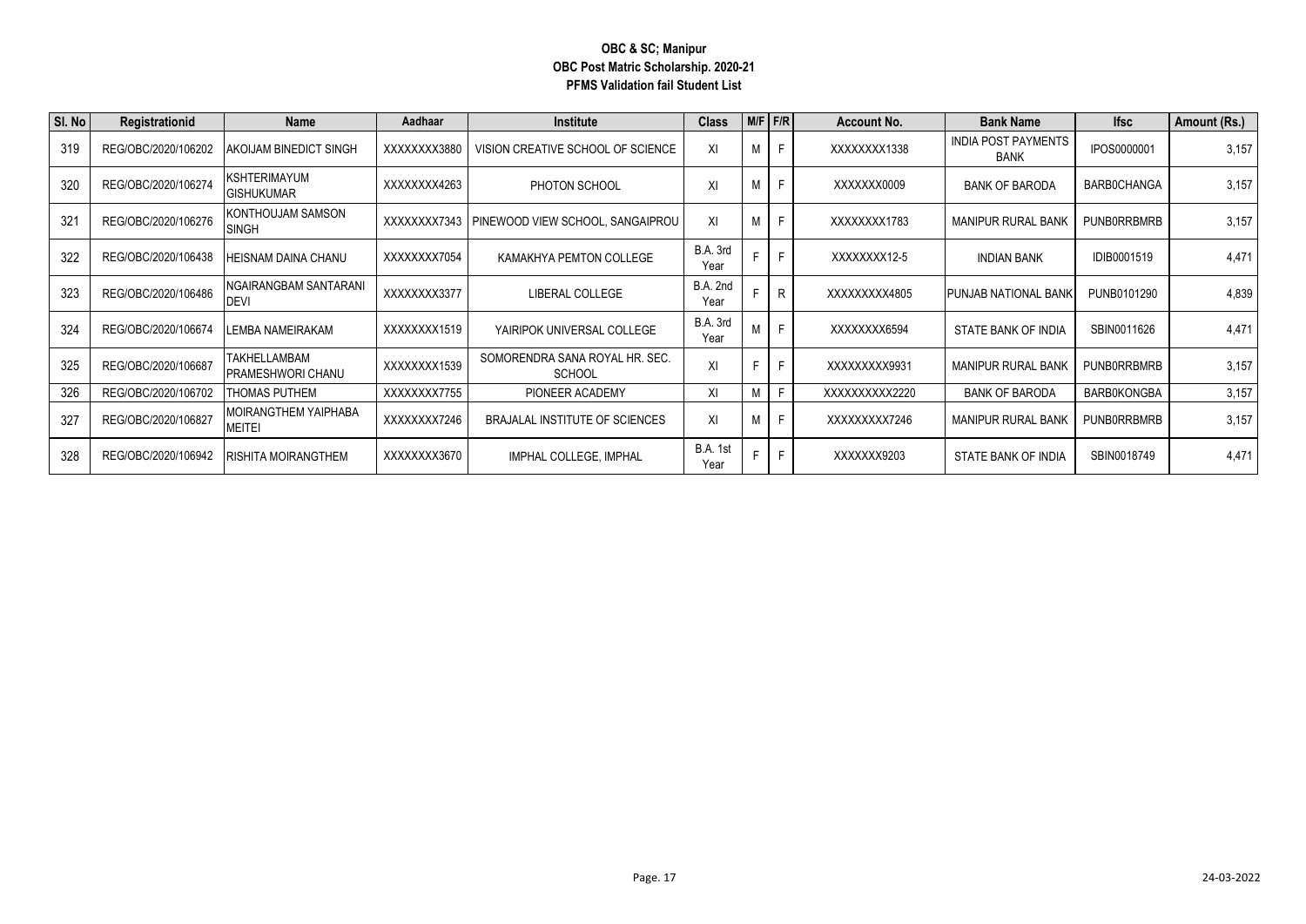**OBC & SC; Manipur**
**OBC Post Matric Scholarship. 2020-21**
**PFMS Validation fail Student List**

| Sl. No | Registrationid | Name | Aadhaar | Institute | Class | M/F | F/R | Account No. | Bank Name | Ifsc | Amount (Rs.) |
|---|---|---|---|---|---|---|---|---|---|---|---|
| 319 | REG/OBC/2020/106202 | AKOIJAM BINEDICT SINGH | XXXXXXXX3880 | VISION CREATIVE SCHOOL OF SCIENCE | XI | M | F | XXXXXXXX1338 | INDIA POST PAYMENTS BANK | IPOS0000001 | 3,157 |
| 320 | REG/OBC/2020/106274 | KSHTERIMAYUM GISHUKUMAR | XXXXXXXX4263 | PHOTON SCHOOL | XI | M | F | XXXXXXX0009 | BANK OF BARODA | BARB0CHANGA | 3,157 |
| 321 | REG/OBC/2020/106276 | KONTHOUJAM SAMSON SINGH | XXXXXXXX7343 | PINEWOOD VIEW SCHOOL, SANGAIPROU | XI | M | F | XXXXXXXX1783 | MANIPUR RURAL BANK | PUNB0RRBMRB | 3,157 |
| 322 | REG/OBC/2020/106438 | HEISNAM DAINA CHANU | XXXXXXXX7054 | KAMAKHYA PEMTON COLLEGE | B.A. 3rd Year | F | F | XXXXXXXX12-5 | INDIAN BANK | IDIB0001519 | 4,471 |
| 323 | REG/OBC/2020/106486 | NGAIRANGBAM SANTARANI DEVI | XXXXXXXX3377 | LIBERAL COLLEGE | B.A. 2nd Year | F | R | XXXXXXXXX4805 | PUNJAB NATIONAL BANK | PUNB0101290 | 4,839 |
| 324 | REG/OBC/2020/106674 | LEMBA NAMEIRAKAM | XXXXXXXX1519 | YAIRIPOK UNIVERSAL COLLEGE | B.A. 3rd Year | M | F | XXXXXXXX6594 | STATE BANK OF INDIA | SBIN0011626 | 4,471 |
| 325 | REG/OBC/2020/106687 | TAKHELLAMBAM PRAMESHWORI CHANU | XXXXXXXX1539 | SOMORENDRA SANA ROYAL HR. SEC. SCHOOL | XI | F | F | XXXXXXXXX9931 | MANIPUR RURAL BANK | PUNB0RRBMRB | 3,157 |
| 326 | REG/OBC/2020/106702 | THOMAS PUTHEM | XXXXXXXX7755 | PIONEER ACADEMY | XI | M | F | XXXXXXXXXX2220 | BANK OF BARODA | BARB0KONGBA | 3,157 |
| 327 | REG/OBC/2020/106827 | MOIRANGTHEM YAIPHABA MEITEI | XXXXXXXX7246 | BRAJALAL INSTITUTE OF SCIENCES | XI | M | F | XXXXXXXXX7246 | MANIPUR RURAL BANK | PUNB0RRBMRB | 3,157 |
| 328 | REG/OBC/2020/106942 | RISHITA MOIRANGTHEM | XXXXXXXX3670 | IMPHAL COLLEGE, IMPHAL | B.A. 1st Year | F | F | XXXXXXX9203 | STATE BANK OF INDIA | SBIN0018749 | 4,471 |